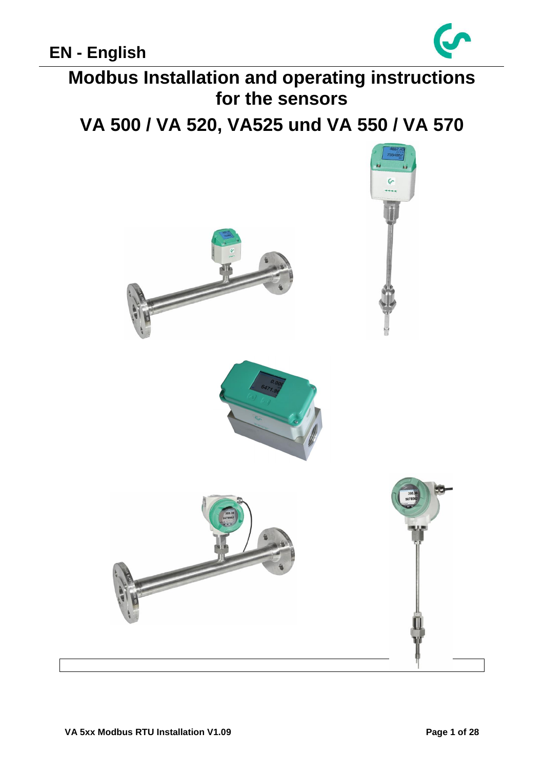EN - English

# Modbus Installation and operating instructions for the sensors

# VA 500 / VA 520, VA525 und VA 550 / VA 570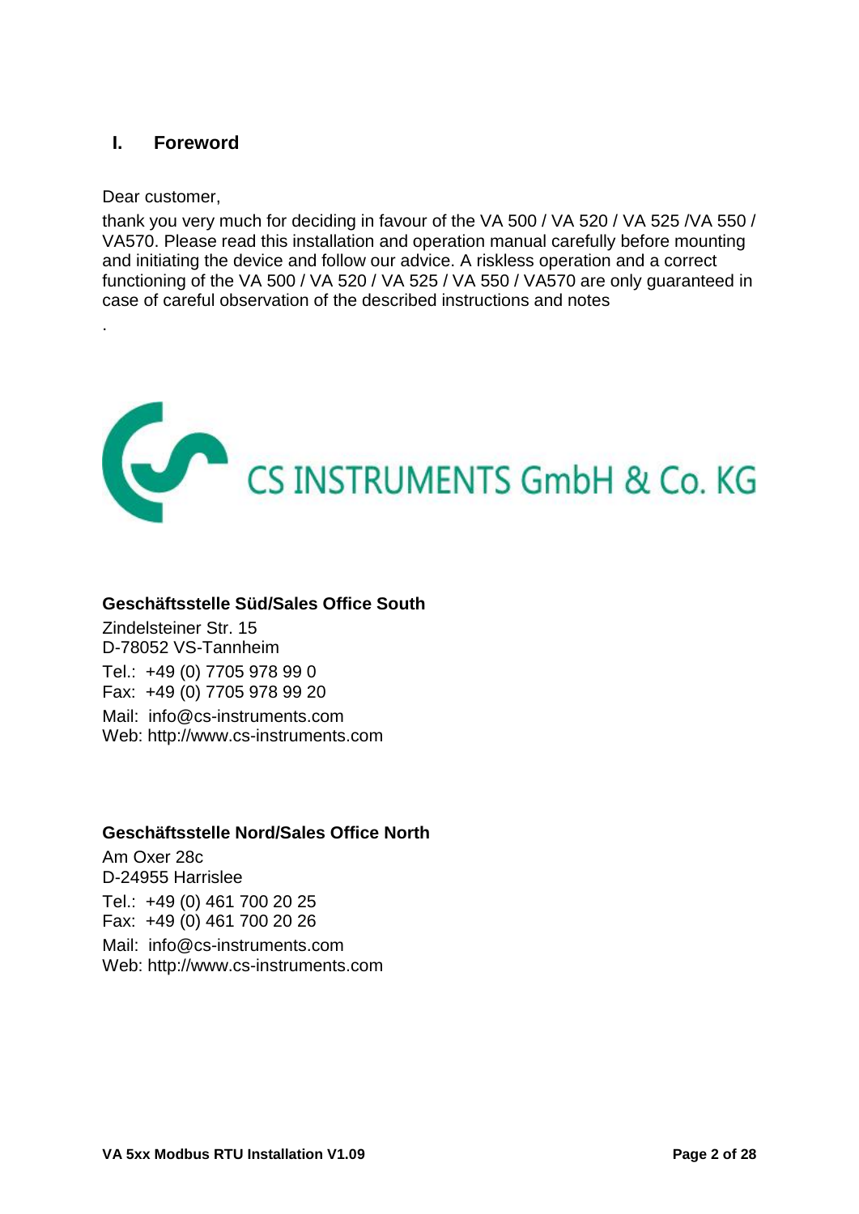# I. Foreword

Dear customer,

thank you very much for deciding in favour of the VA 500 / VA 520 / VA 525 /VA 550 / VA570. Please read this installation and operation manual carefully before mounting and initiating the device and follow our advice. A riskless operation and a correct functioning of the VA 500 / VA 520 / VA 525 / VA 550 / VA570 are only guaranteed in case of careful observation of the described instructions and notes

.

CS INSTRUMENTS GmbH & Co. KG

**Geschäftsstelle Süd/Sales Office South**

Zindelsteiner Str. 15
D-78052 VS-Tannheim

Tel.: +49 (0) 7705 978 99 0
Fax: +49 (0) 7705 978 99 20

Mail: info@cs-instruments.com
Web: http://www.cs-instruments.com

**Geschäftsstelle Nord/Sales Office North**

Am Oxer 28c
D-24955 Harrislee

Tel.: +49 (0) 461 700 20 25
Fax: +49 (0) 461 700 20 26

Mail: info@cs-instruments.com
Web: http://www.cs-instruments.com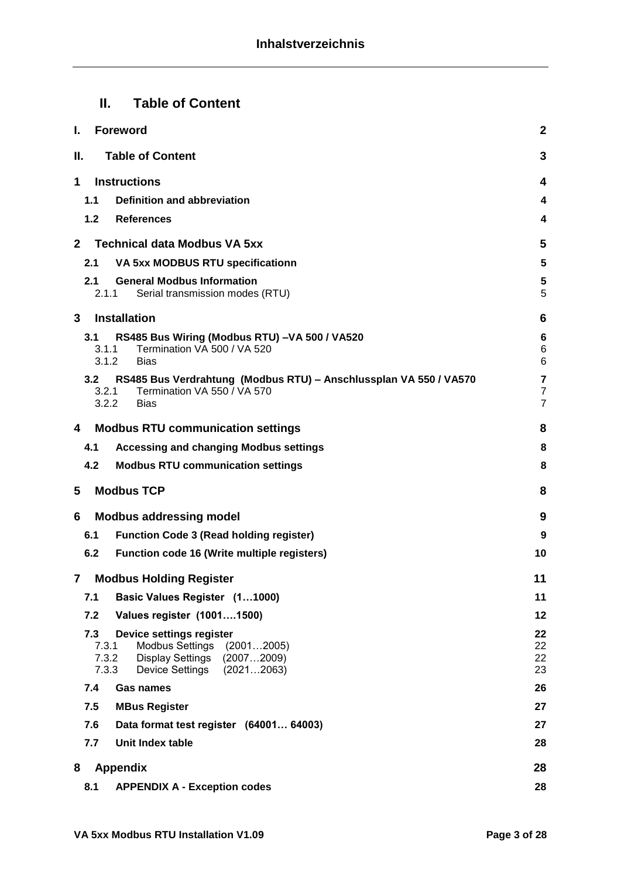## II. Table of Content

| | | |
|---|---|---|
| **I.** | **Foreword** | **2** |
| **II.** | **Table of Content** | **3** |
| **1** | **Instructions** | **4** |
| **1.1** | **Definition and abbreviation** | **4** |
| **1.2** | **References** | **4** |
| **2** | **Technical data Modbus VA 5xx** | **5** |
| **2.1** | **VA 5xx MODBUS RTU specificationn** | **5** |
| **2.1** | **General Modbus Information** | **5** |
| 2.1.1 | Serial transmission modes (RTU) | 5 |
| **3** | **Installation** | **6** |
| **3.1** | **RS485 Bus Wiring (Modbus RTU) –VA 500 / VA520** | **6** |
| 3.1.1 | Termination VA 500 / VA 520 | 6 |
| 3.1.2 | Bias | 6 |
| **3.2** | **RS485 Bus Verdrahtung (Modbus RTU) – Anschlussplan VA 550 / VA570** | **7** |
| 3.2.1 | Termination VA 550 / VA 570 | 7 |
| 3.2.2 | Bias | 7 |
| **4** | **Modbus RTU communication settings** | **8** |
| **4.1** | **Accessing and changing Modbus settings** | **8** |
| **4.2** | **Modbus RTU communication settings** | **8** |
| **5** | **Modbus TCP** | **8** |
| **6** | **Modbus addressing model** | **9** |
| **6.1** | **Function Code 3 (Read holding register)** | **9** |
| **6.2** | **Function code 16 (Write multiple registers)** | **10** |
| **7** | **Modbus Holding Register** | **11** |
| **7.1** | **Basic Values Register (1…1000)** | **11** |
| **7.2** | **Values register (1001….1500)** | **12** |
| **7.3** | **Device settings register** | **22** |
| 7.3.1 | Modbus Settings (2001…2005) | 22 |
| 7.3.2 | Display Settings (2007…2009) | 22 |
| 7.3.3 | Device Settings (2021…2063) | 23 |
| **7.4** | **Gas names** | **26** |
| **7.5** | **MBus Register** | **27** |
| **7.6** | **Data format test register (64001… 64003)** | **27** |
| **7.7** | **Unit Index table** | **28** |
| **8** | **Appendix** | **28** |
| **8.1** | **APPENDIX A - Exception codes** | **28** |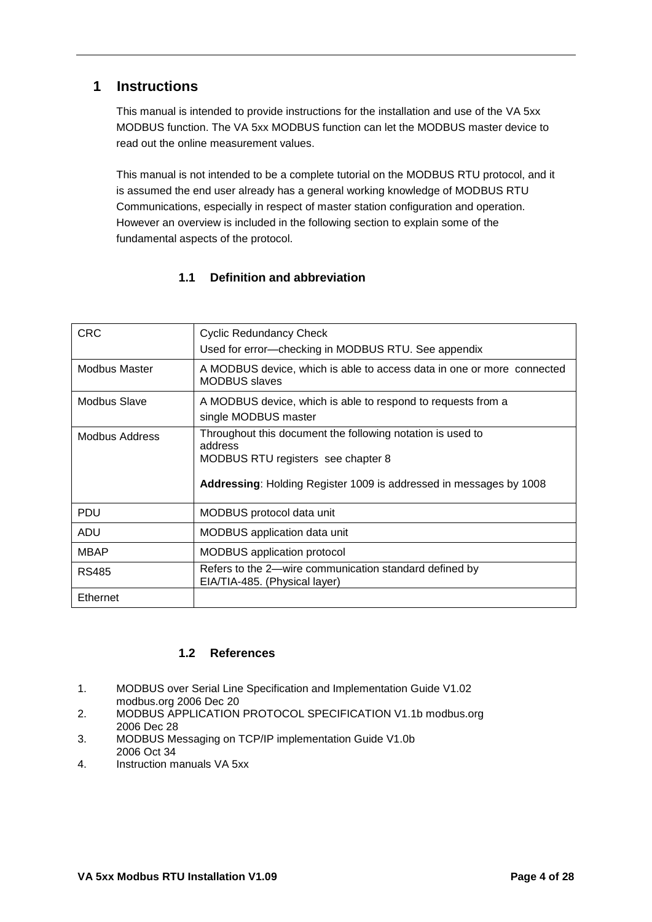# 1 Instructions

This manual is intended to provide instructions for the installation and use of the VA 5xx MODBUS function. The VA 5xx MODBUS function can let the MODBUS master device to read out the online measurement values.

This manual is not intended to be a complete tutorial on the MODBUS RTU protocol, and it is assumed the end user already has a general working knowledge of MODBUS RTU Communications, especially in respect of master station configuration and operation. However an overview is included in the following section to explain some of the fundamental aspects of the protocol.

## 1.1 Definition and abbreviation

| | |
|---|---|
| CRC | Cyclic Redundancy Check<br>Used for error—checking in MODBUS RTU. See appendix |
| Modbus Master | A MODBUS device, which is able to access data in one or more connected MODBUS slaves |
| Modbus Slave | A MODBUS device, which is able to respond to requests from a single MODBUS master |
| Modbus Address | Throughout this document the following notation is used to address<br>MODBUS RTU registers see chapter 8<br><br>**Addressing**: Holding Register 1009 is addressed in messages by 1008 |
| PDU | MODBUS protocol data unit |
| ADU | MODBUS application data unit |
| MBAP | MODBUS application protocol |
| RS485 | Refers to the 2—wire communication standard defined by EIA/TIA-485. (Physical layer) |
| Ethernet | |

## 1.2 References

1. MODBUS over Serial Line Specification and Implementation Guide V1.02 modbus.org 2006 Dec 20
2. MODBUS APPLICATION PROTOCOL SPECIFICATION V1.1b modbus.org 2006 Dec 28
3. MODBUS Messaging on TCP/IP implementation Guide V1.0b 2006 Oct 34
4. Instruction manuals VA 5xx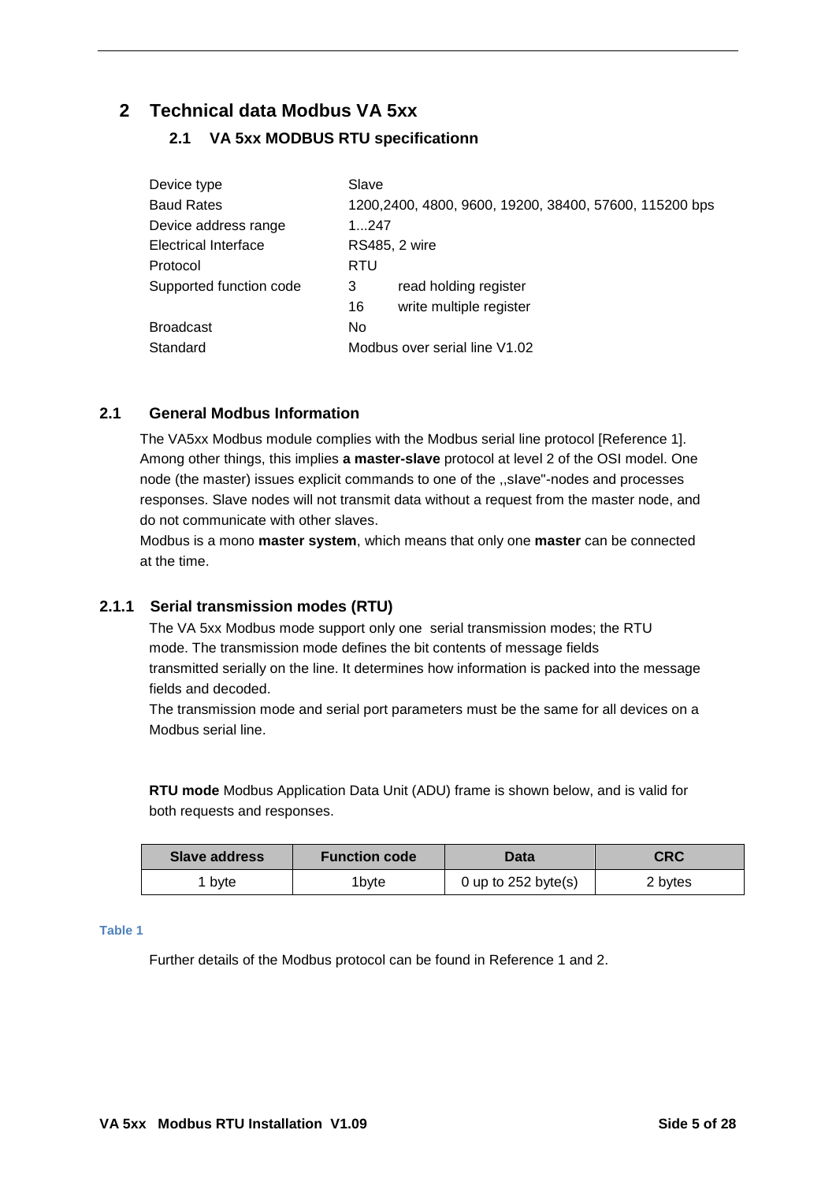# 2 Technical data Modbus VA 5xx

## 2.1 VA 5xx MODBUS RTU specificationn

| | | |
|---|---|---|
| Device type | Slave | |
| Baud Rates | 1200,2400, 4800, 9600, 19200, 38400, 57600, 115200 bps | |
| Device address range | 1...247 | |
| Electrical Interface | RS485, 2 wire | |
| Protocol | RTU | |
| Supported function code | 3 | read holding register |
| | 16 | write multiple register |
| Broadcast | No | |
| Standard | Modbus over serial line V1.02 | |

## 2.1 General Modbus Information

The VA5xx Modbus module complies with the Modbus serial line protocol [Reference 1]. Among other things, this implies **a master-slave** protocol at level 2 of the OSI model. One node (the master) issues explicit commands to one of the ,,slave"-nodes and processes responses. Slave nodes will not transmit data without a request from the master node, and do not communicate with other slaves.

Modbus is a mono **master system**, which means that only one **master** can be connected at the time.

### 2.1.1 Serial transmission modes (RTU)

The VA 5xx Modbus mode support only one serial transmission modes; the RTU mode. The transmission mode defines the bit contents of message fields transmitted serially on the line. It determines how information is packed into the message fields and decoded.

The transmission mode and serial port parameters must be the same for all devices on a Modbus serial line.

**RTU mode** Modbus Application Data Unit (ADU) frame is shown below, and is valid for both requests and responses.

| Slave address | Function code | Data | CRC |
|---|---|---|---|
| 1 byte | 1byte | 0 up to 252 byte(s) | 2 bytes |

Table 1

Further details of the Modbus protocol can be found in Reference 1 and 2.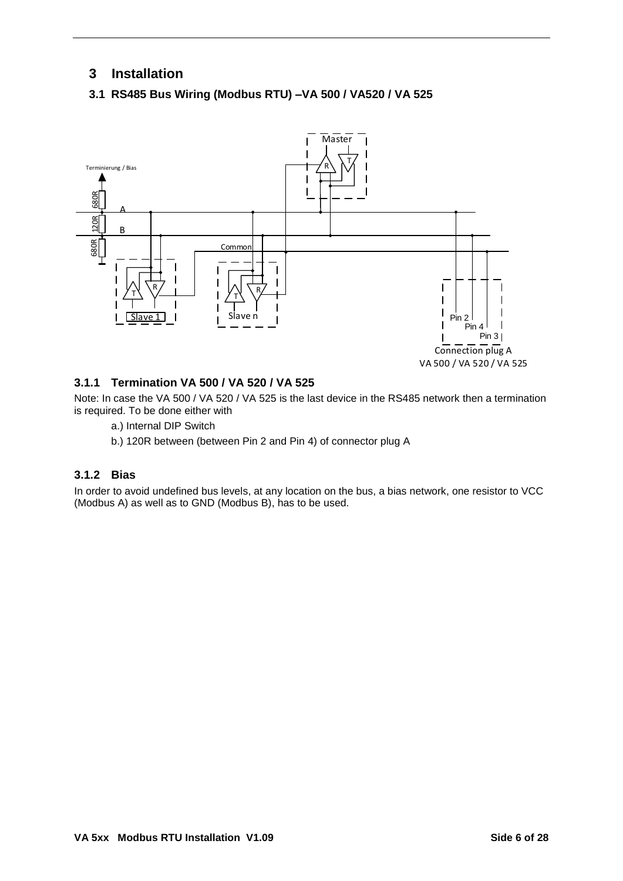# 3 Installation

## 3.1 RS485 Bus Wiring (Modbus RTU) –VA 500 / VA520 / VA 525

### 3.1.1 Termination VA 500 / VA 520 / VA 525

Note: In case the VA 500 / VA 520 / VA 525 is the last device in the RS485 network then a termination is required. To be done either with

a.) Internal DIP Switch

b.) 120R between (between Pin 2 and Pin 4) of connector plug A

### 3.1.2 Bias

In order to avoid undefined bus levels, at any location on the bus, a bias network, one resistor to VCC (Modbus A) as well as to GND (Modbus B), has to be used.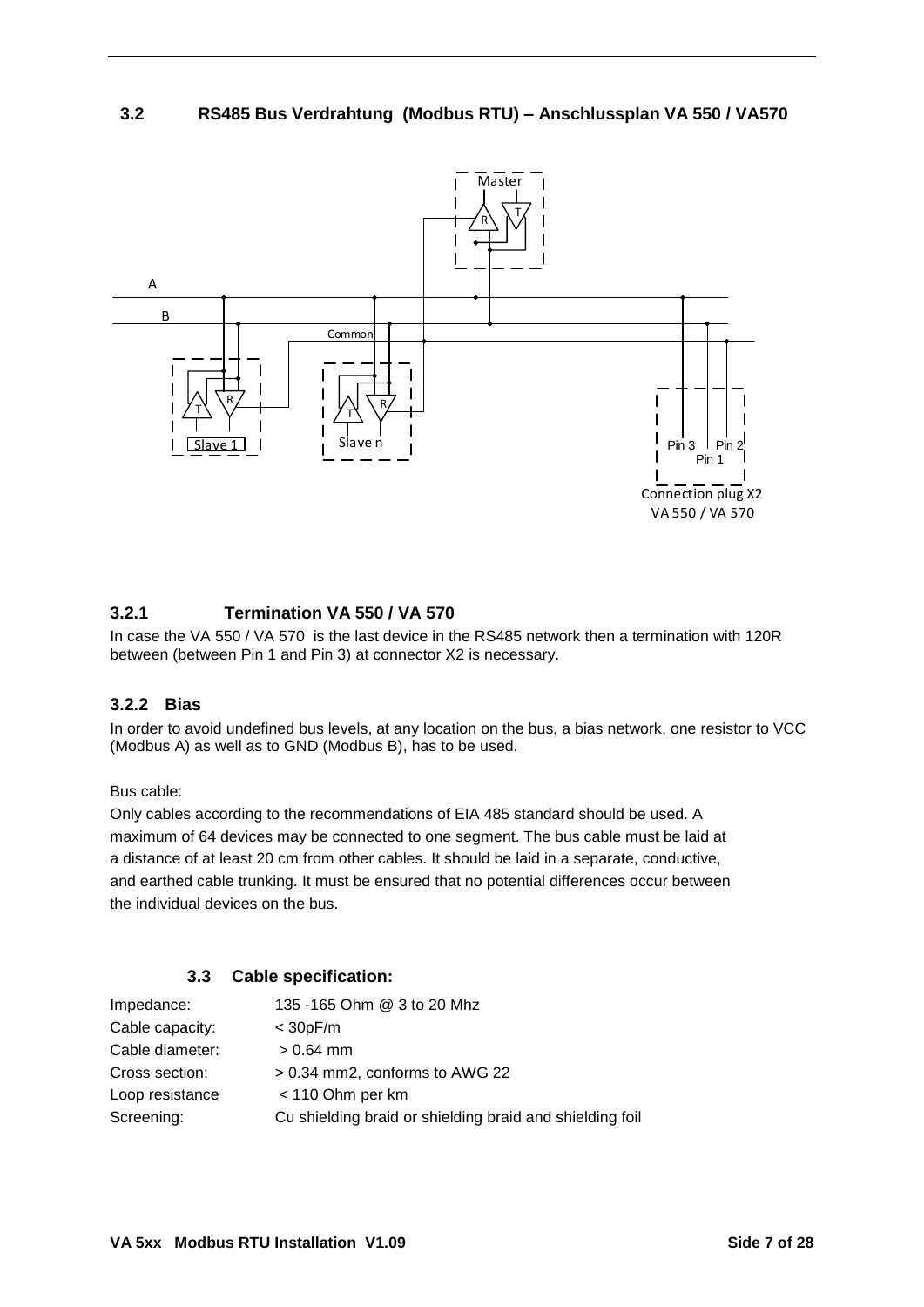### 3.2 RS485 Bus Verdrahtung (Modbus RTU) – Anschlussplan VA 550 / VA570

Master

A

B

Common

Slave 1

Slave n

Pin 3 Pin 2 Pin 1

Connection plug X2 VA 550 / VA 570

#### 3.2.1 Termination VA 550 / VA 570

In case the VA 550 / VA 570 is the last device in the RS485 network then a termination with 120R between (between Pin 1 and Pin 3) at connector X2 is necessary.

#### 3.2.2 Bias

In order to avoid undefined bus levels, at any location on the bus, a bias network, one resistor to VCC (Modbus A) as well as to GND (Modbus B), has to be used.

Bus cable:

Only cables according to the recommendations of EIA 485 standard should be used. A maximum of 64 devices may be connected to one segment. The bus cable must be laid at a distance of at least 20 cm from other cables. It should be laid in a separate, conductive, and earthed cable trunking. It must be ensured that no potential differences occur between the individual devices on the bus.

### 3.3 Cable specification:

| | |
|---|---|
| Impedance: | 135 -165 Ohm @ 3 to 20 Mhz |
| Cable capacity: | < 30pF/m |
| Cable diameter: | > 0.64 mm |
| Cross section: | > 0.34 mm2, conforms to AWG 22 |
| Loop resistance | < 110 Ohm per km |
| Screening: | Cu shielding braid or shielding braid and shielding foil |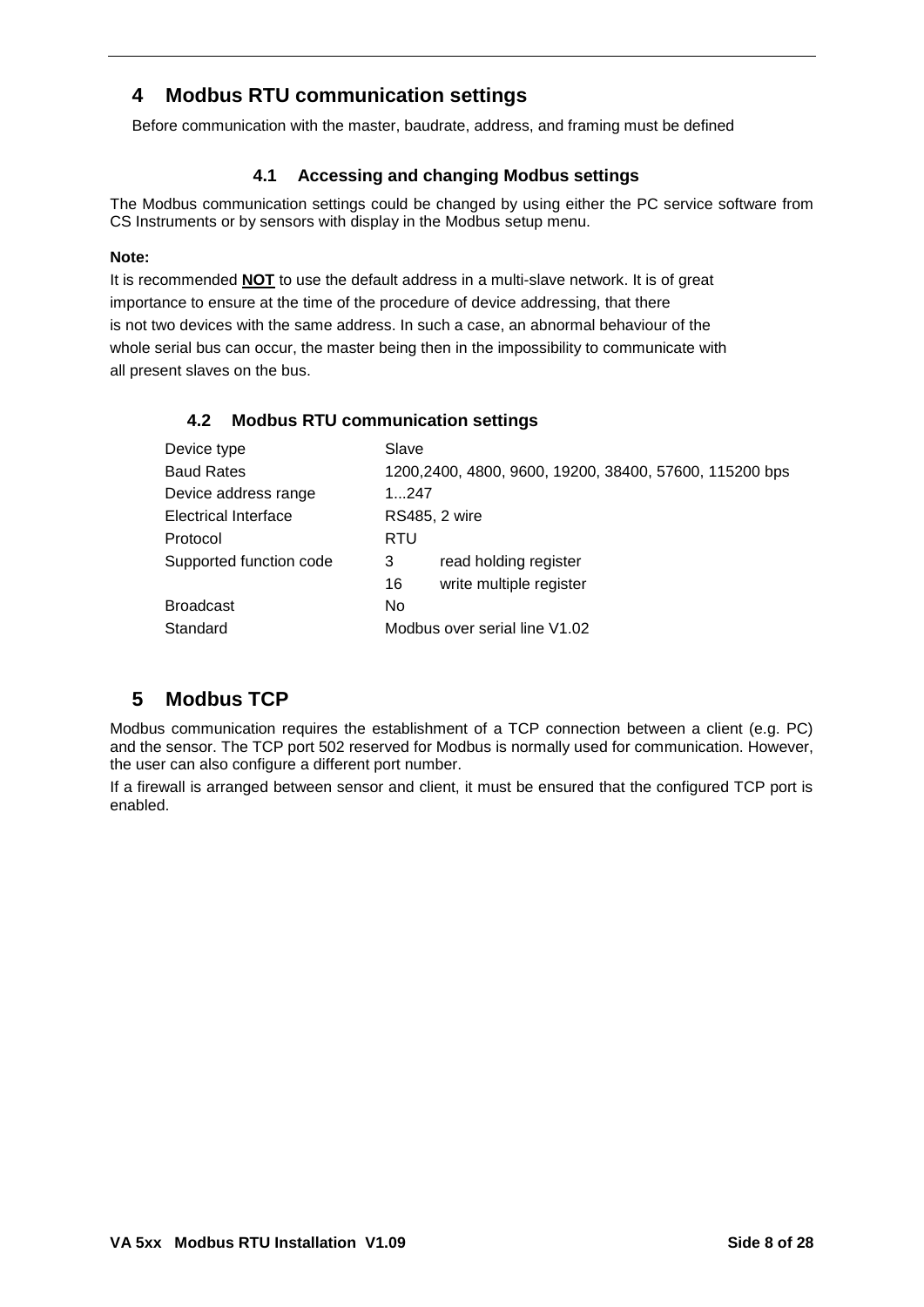# 4 Modbus RTU communication settings

Before communication with the master, baudrate, address, and framing must be defined

### 4.1 Accessing and changing Modbus settings

The Modbus communication settings could be changed by using either the PC service software from CS Instruments or by sensors with display in the Modbus setup menu.

**Note:**

It is recommended **NOT** to use the default address in a multi-slave network. It is of great importance to ensure at the time of the procedure of device addressing, that there is not two devices with the same address. In such a case, an abnormal behaviour of the whole serial bus can occur, the master being then in the impossibility to communicate with all present slaves on the bus.

## 4.2 Modbus RTU communication settings

| | | |
|---|---|---|
| Device type | Slave | |
| Baud Rates | 1200,2400, 4800, 9600, 19200, 38400, 57600, 115200 bps | |
| Device address range | 1...247 | |
| Electrical Interface | RS485, 2 wire | |
| Protocol | RTU | |
| Supported function code | 3 | read holding register |
| | 16 | write multiple register |
| Broadcast | No | |
| Standard | Modbus over serial line V1.02 | |

# 5 Modbus TCP

Modbus communication requires the establishment of a TCP connection between a client (e.g. PC) and the sensor. The TCP port 502 reserved for Modbus is normally used for communication. However, the user can also configure a different port number.

If a firewall is arranged between sensor and client, it must be ensured that the configured TCP port is enabled.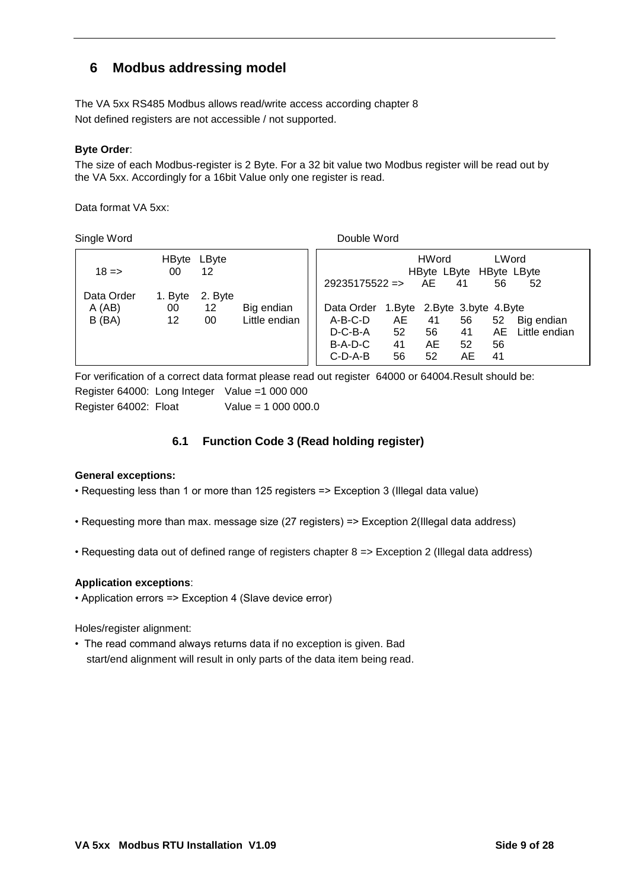# 6 Modbus addressing model

The VA 5xx RS485 Modbus allows read/write access according chapter 8
Not defined registers are not accessible / not supported.

**Byte Order**:

The size of each Modbus-register is 2 Byte. For a 32 bit value two Modbus register will be read out by the VA 5xx. Accordingly for a 16bit Value only one register is read.

Data format VA 5xx:

Single Word

| | HByte | LByte | |
|---|---|---|---|
| 18 => | 00 | 12 | |
| Data Order | 1. Byte | 2. Byte | |
| A (AB) | 00 | 12 | Big endian |
| B (BA) | 12 | 00 | Little endian |

Double Word

| | HWord | | LWord | | |
|---|---|---|---|---|---|
| | HByte | LByte | HByte | LByte | |
| 29235175522 => | AE | 41 | 56 | 52 | |
| Data Order | 1.Byte | 2.Byte | 3.byte | 4.Byte | |
| A-B-C-D | AE | 41 | 56 | 52 | Big endian |
| D-C-B-A | 52 | 56 | 41 | AE | Little endian |
| B-A-D-C | 41 | AE | 52 | 56 | |
| C-D-A-B | 56 | 52 | AE | 41 | |

For verification of a correct data format please read out register 64000 or 64004.Result should be:
Register 64000: Long Integer Value =1 000 000
Register 64002: Float Value = 1 000 000.0

## 6.1 Function Code 3 (Read holding register)

**General exceptions:**

- Requesting less than 1 or more than 125 registers => Exception 3 (Illegal data value)
- Requesting more than max. message size (27 registers) => Exception 2(Illegal data address)
- Requesting data out of defined range of registers chapter 8 => Exception 2 (Illegal data address)

**Application exceptions**:

- Application errors => Exception 4 (Slave device error)

Holes/register alignment:

- The read command always returns data if no exception is given. Bad start/end alignment will result in only parts of the data item being read.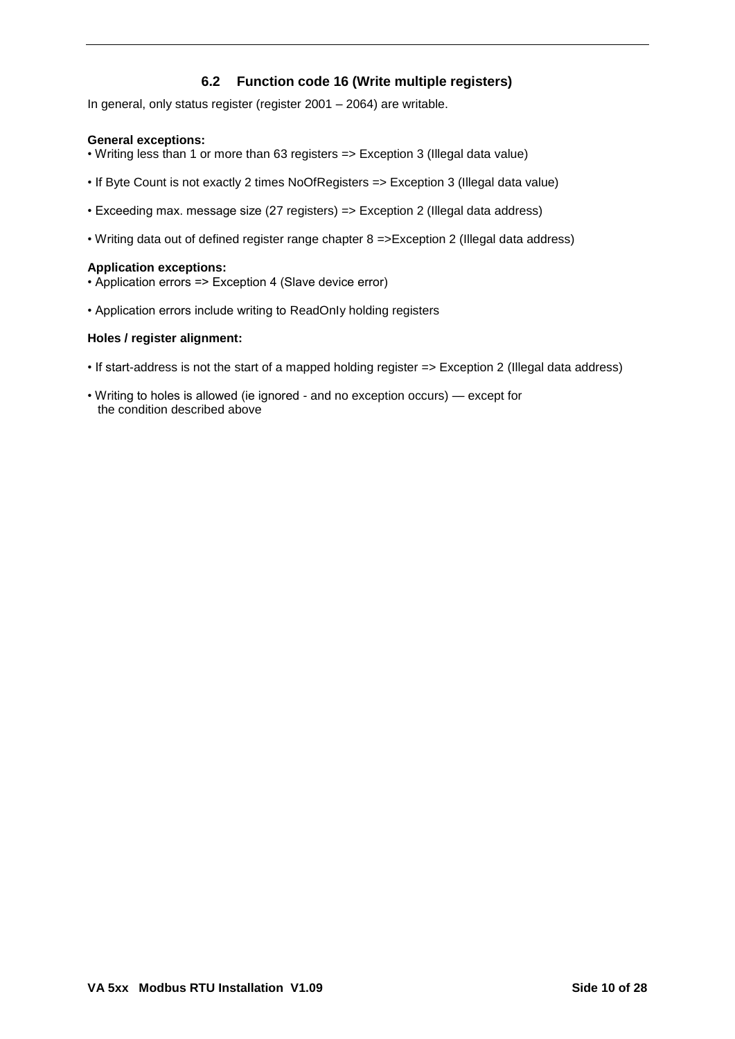## 6.2 Function code 16 (Write multiple registers)

In general, only status register (register 2001 – 2064) are writable.

**General exceptions:**

- Writing less than 1 or more than 63 registers => Exception 3 (Illegal data value)
- If Byte Count is not exactly 2 times NoOfRegisters => Exception 3 (Illegal data value)
- Exceeding max. message size (27 registers) => Exception 2 (Illegal data address)
- Writing data out of defined register range chapter 8 =>Exception 2 (Illegal data address)

**Application exceptions:**

- Application errors => Exception 4 (Slave device error)
- Application errors include writing to ReadOnly holding registers

**Holes / register alignment:**

- If start-address is not the start of a mapped holding register => Exception 2 (Illegal data address)
- Writing to holes is allowed (ie ignored - and no exception occurs) — except for the condition described above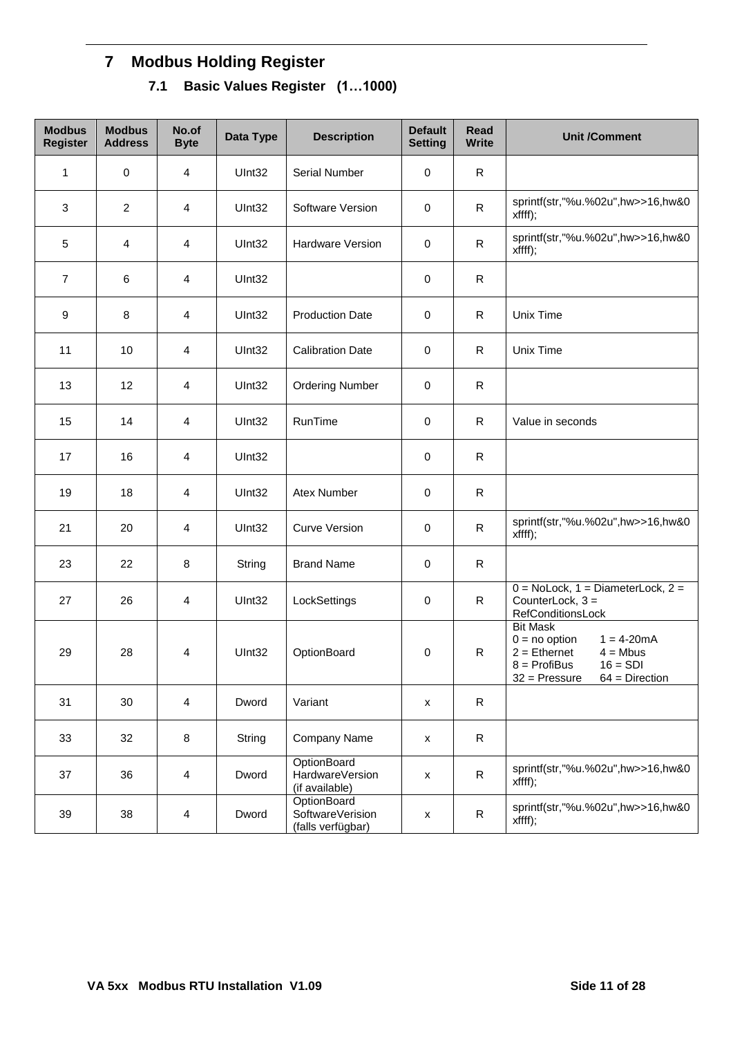# 7 Modbus Holding Register

## 7.1 Basic Values Register (1…1000)

| Modbus Register | Modbus Address | No.of Byte | Data Type | Description | Default Setting | Read Write | Unit /Comment |
|---|---|---|---|---|---|---|---|
| 1 | 0 | 4 | UInt32 | Serial Number | 0 | R | |
| 3 | 2 | 4 | UInt32 | Software Version | 0 | R | sprintf(str,"%u.%02u",hw>>16,hw&0xffff); |
| 5 | 4 | 4 | UInt32 | Hardware Version | 0 | R | sprintf(str,"%u.%02u",hw>>16,hw&0xffff); |
| 7 | 6 | 4 | UInt32 | | 0 | R | |
| 9 | 8 | 4 | UInt32 | Production Date | 0 | R | Unix Time |
| 11 | 10 | 4 | UInt32 | Calibration Date | 0 | R | Unix Time |
| 13 | 12 | 4 | UInt32 | Ordering Number | 0 | R | |
| 15 | 14 | 4 | UInt32 | RunTime | 0 | R | Value in seconds |
| 17 | 16 | 4 | UInt32 | | 0 | R | |
| 19 | 18 | 4 | UInt32 | Atex Number | 0 | R | |
| 21 | 20 | 4 | UInt32 | Curve Version | 0 | R | sprintf(str,"%u.%02u",hw>>16,hw&0xffff); |
| 23 | 22 | 8 | String | Brand Name | 0 | R | |
| 27 | 26 | 4 | UInt32 | LockSettings | 0 | R | 0 = NoLock, 1 = DiameterLock, 2 = CounterLock, 3 = RefConditionsLock |
| 29 | 28 | 4 | UInt32 | OptionBoard | 0 | R | Bit Mask<br>0 = no option 1 = 4-20mA<br>2 = Ethernet 4 = Mbus<br>8 = ProfiBus 16 = SDI<br>32 = Pressure 64 = Direction |
| 31 | 30 | 4 | Dword | Variant | x | R | |
| 33 | 32 | 8 | String | Company Name | x | R | |
| 37 | 36 | 4 | Dword | OptionBoard HardwareVersion (if available) | x | R | sprintf(str,"%u.%02u",hw>>16,hw&0xffff); |
| 39 | 38 | 4 | Dword | OptionBoard SoftwareVerision (falls verfügbar) | x | R | sprintf(str,"%u.%02u",hw>>16,hw&0xffff); |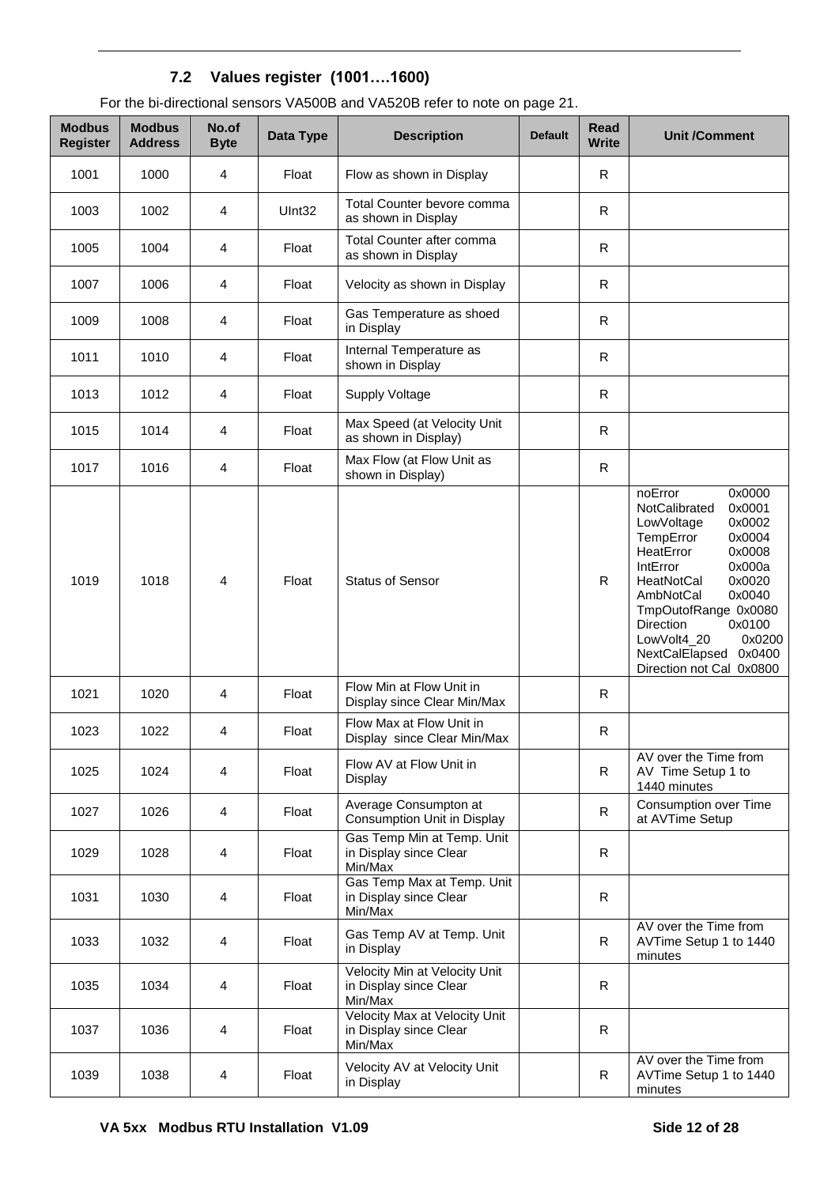### 7.2 Values register (1001….1600)

For the bi-directional sensors VA500B and VA520B refer to note on page 21.

| Modbus Register | Modbus Address | No.of Byte | Data Type | Description | Default | Read Write | Unit /Comment |
|---|---|---|---|---|---|---|---|
| 1001 | 1000 | 4 | Float | Flow as shown in Display | | R | |
| 1003 | 1002 | 4 | UInt32 | Total Counter bevore comma as shown in Display | | R | |
| 1005 | 1004 | 4 | Float | Total Counter after comma as shown in Display | | R | |
| 1007 | 1006 | 4 | Float | Velocity as shown in Display | | R | |
| 1009 | 1008 | 4 | Float | Gas Temperature as shoed in Display | | R | |
| 1011 | 1010 | 4 | Float | Internal Temperature as shown in Display | | R | |
| 1013 | 1012 | 4 | Float | Supply Voltage | | R | |
| 1015 | 1014 | 4 | Float | Max Speed (at Velocity Unit as shown in Display) | | R | |
| 1017 | 1016 | 4 | Float | Max Flow (at Flow Unit as shown in Display) | | R | |
| 1019 | 1018 | 4 | Float | Status of Sensor | | R | noError 0x0000<br>NotCalibrated 0x0001<br>LowVoltage 0x0002<br>TempError 0x0004<br>HeatError 0x0008<br>IntError 0x000a<br>HeatNotCal 0x0020<br>AmbNotCal 0x0040<br>TmpOutofRange 0x0080<br>Direction 0x0100<br>LowVolt4_20 0x0200<br>NextCalElapsed 0x0400<br>Direction not Cal 0x0800 |
| 1021 | 1020 | 4 | Float | Flow Min at Flow Unit in Display since Clear Min/Max | | R | |
| 1023 | 1022 | 4 | Float | Flow Max at Flow Unit in Display since Clear Min/Max | | R | |
| 1025 | 1024 | 4 | Float | Flow AV at Flow Unit in Display | | R | AV over the Time from AV Time Setup 1 to 1440 minutes |
| 1027 | 1026 | 4 | Float | Average Consumpton at Consumption Unit in Display | | R | Consumption over Time at AVTime Setup |
| 1029 | 1028 | 4 | Float | Gas Temp Min at Temp. Unit in Display since Clear Min/Max | | R | |
| 1031 | 1030 | 4 | Float | Gas Temp Max at Temp. Unit in Display since Clear Min/Max | | R | |
| 1033 | 1032 | 4 | Float | Gas Temp AV at Temp. Unit in Display | | R | AV over the Time from AVTime Setup 1 to 1440 minutes |
| 1035 | 1034 | 4 | Float | Velocity Min at Velocity Unit in Display since Clear Min/Max | | R | |
| 1037 | 1036 | 4 | Float | Velocity Max at Velocity Unit in Display since Clear Min/Max | | R | |
| 1039 | 1038 | 4 | Float | Velocity AV at Velocity Unit in Display | | R | AV over the Time from AVTime Setup 1 to 1440 minutes |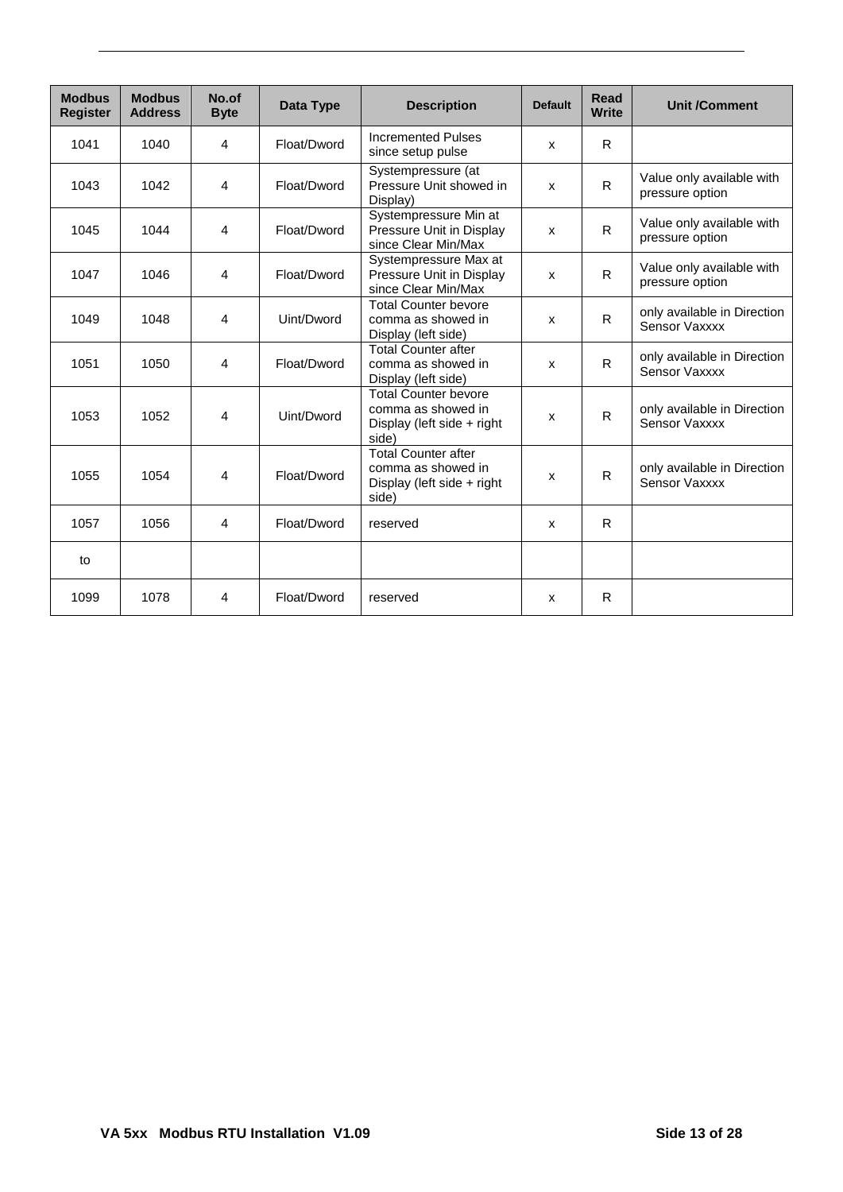| Modbus Register | Modbus Address | No.of Byte | Data Type | Description | Default | Read Write | Unit /Comment |
|---|---|---|---|---|---|---|---|
| 1041 | 1040 | 4 | Float/Dword | Incremented Pulses since setup pulse | x | R | |
| 1043 | 1042 | 4 | Float/Dword | Systempressure (at Pressure Unit showed in Display) | x | R | Value only available with pressure option |
| 1045 | 1044 | 4 | Float/Dword | Systempressure Min at Pressure Unit in Display since Clear Min/Max | x | R | Value only available with pressure option |
| 1047 | 1046 | 4 | Float/Dword | Systempressure Max at Pressure Unit in Display since Clear Min/Max | x | R | Value only available with pressure option |
| 1049 | 1048 | 4 | Uint/Dword | Total Counter bevore comma as showed in Display (left side) | x | R | only available in Direction Sensor Vaxxxx |
| 1051 | 1050 | 4 | Float/Dword | Total Counter after comma as showed in Display (left side) | x | R | only available in Direction Sensor Vaxxxx |
| 1053 | 1052 | 4 | Uint/Dword | Total Counter bevore comma as showed in Display (left side + right side) | x | R | only available in Direction Sensor Vaxxxx |
| 1055 | 1054 | 4 | Float/Dword | Total Counter after comma as showed in Display (left side + right side) | x | R | only available in Direction Sensor Vaxxxx |
| 1057 | 1056 | 4 | Float/Dword | reserved | x | R | |
| to | | | | | | | |
| 1099 | 1078 | 4 | Float/Dword | reserved | x | R | |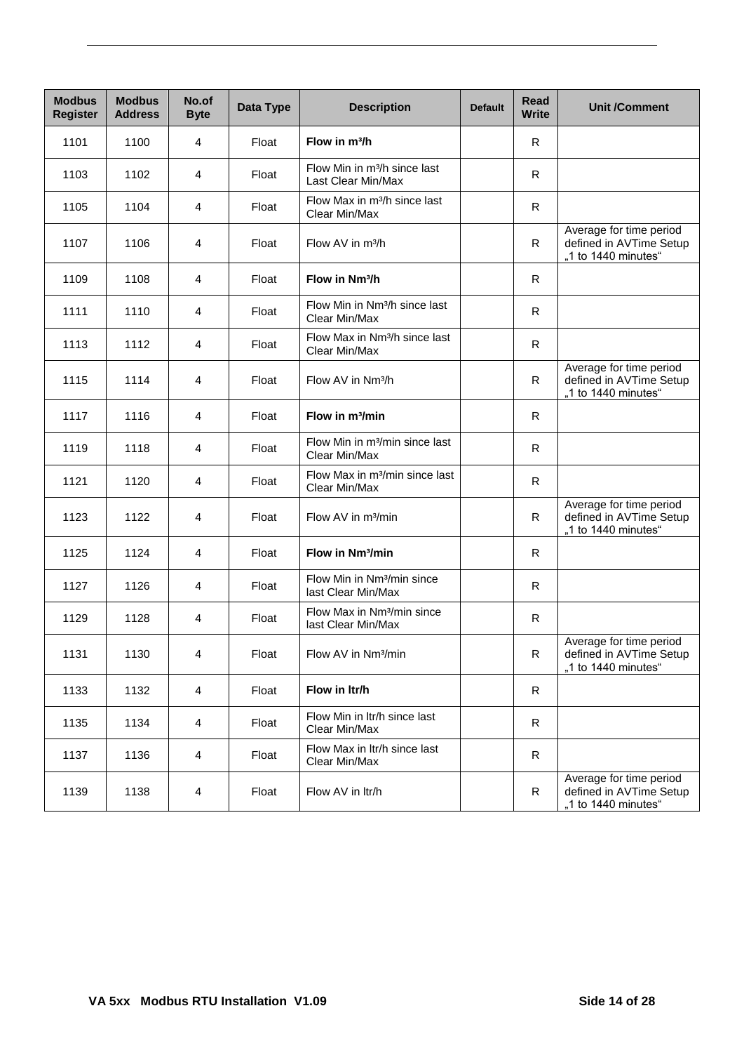| Modbus Register | Modbus Address | No.of Byte | Data Type | Description | Default | Read Write | Unit /Comment |
|---|---|---|---|---|---|---|---|
| 1101 | 1100 | 4 | Float | **Flow in m³/h** | | R | |
| 1103 | 1102 | 4 | Float | Flow Min in m³/h since last Last Clear Min/Max | | R | |
| 1105 | 1104 | 4 | Float | Flow Max in m³/h since last Clear Min/Max | | R | |
| 1107 | 1106 | 4 | Float | Flow AV in m³/h | | R | Average for time period defined in AVTime Setup „1 to 1440 minutes“ |
| 1109 | 1108 | 4 | Float | **Flow in Nm³/h** | | R | |
| 1111 | 1110 | 4 | Float | Flow Min in Nm³/h since last Clear Min/Max | | R | |
| 1113 | 1112 | 4 | Float | Flow Max in Nm³/h since last Clear Min/Max | | R | |
| 1115 | 1114 | 4 | Float | Flow AV in Nm³/h | | R | Average for time period defined in AVTime Setup „1 to 1440 minutes“ |
| 1117 | 1116 | 4 | Float | **Flow in m³/min** | | R | |
| 1119 | 1118 | 4 | Float | Flow Min in m³/min since last Clear Min/Max | | R | |
| 1121 | 1120 | 4 | Float | Flow Max in m³/min since last Clear Min/Max | | R | |
| 1123 | 1122 | 4 | Float | Flow AV in m³/min | | R | Average for time period defined in AVTime Setup „1 to 1440 minutes“ |
| 1125 | 1124 | 4 | Float | **Flow in Nm³/min** | | R | |
| 1127 | 1126 | 4 | Float | Flow Min in Nm³/min since last Clear Min/Max | | R | |
| 1129 | 1128 | 4 | Float | Flow Max in Nm³/min since last Clear Min/Max | | R | |
| 1131 | 1130 | 4 | Float | Flow AV in Nm³/min | | R | Average for time period defined in AVTime Setup „1 to 1440 minutes“ |
| 1133 | 1132 | 4 | Float | **Flow in ltr/h** | | R | |
| 1135 | 1134 | 4 | Float | Flow Min in ltr/h since last Clear Min/Max | | R | |
| 1137 | 1136 | 4 | Float | Flow Max in ltr/h since last Clear Min/Max | | R | |
| 1139 | 1138 | 4 | Float | Flow AV in ltr/h | | R | Average for time period defined in AVTime Setup „1 to 1440 minutes“ |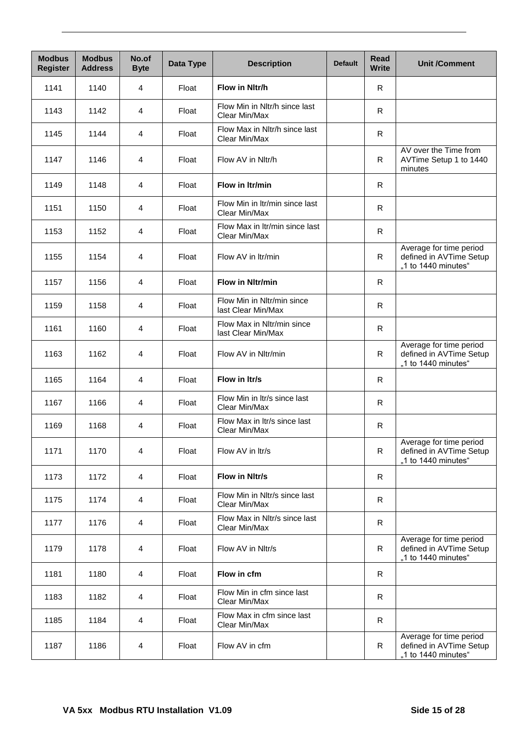| Modbus Register | Modbus Address | No.of Byte | Data Type | Description | Default | Read Write | Unit /Comment |
|---|---|---|---|---|---|---|---|
| 1141 | 1140 | 4 | Float | **Flow in Nltr/h** | | R | |
| 1143 | 1142 | 4 | Float | Flow Min in Nltr/h since last Clear Min/Max | | R | |
| 1145 | 1144 | 4 | Float | Flow Max in Nltr/h since last Clear Min/Max | | R | |
| 1147 | 1146 | 4 | Float | Flow AV in Nltr/h | | R | AV over the Time from AVTime Setup 1 to 1440 minutes |
| 1149 | 1148 | 4 | Float | **Flow in ltr/min** | | R | |
| 1151 | 1150 | 4 | Float | Flow Min in ltr/min since last Clear Min/Max | | R | |
| 1153 | 1152 | 4 | Float | Flow Max in ltr/min since last Clear Min/Max | | R | |
| 1155 | 1154 | 4 | Float | Flow AV in ltr/min | | R | Average for time period defined in AVTime Setup „1 to 1440 minutes“ |
| 1157 | 1156 | 4 | Float | **Flow in Nltr/min** | | R | |
| 1159 | 1158 | 4 | Float | Flow Min in Nltr/min since last Clear Min/Max | | R | |
| 1161 | 1160 | 4 | Float | Flow Max in Nltr/min since last Clear Min/Max | | R | |
| 1163 | 1162 | 4 | Float | Flow AV in Nltr/min | | R | Average for time period defined in AVTime Setup „1 to 1440 minutes“ |
| 1165 | 1164 | 4 | Float | **Flow in ltr/s** | | R | |
| 1167 | 1166 | 4 | Float | Flow Min in ltr/s since last Clear Min/Max | | R | |
| 1169 | 1168 | 4 | Float | Flow Max in ltr/s since last Clear Min/Max | | R | |
| 1171 | 1170 | 4 | Float | Flow AV in ltr/s | | R | Average for time period defined in AVTime Setup „1 to 1440 minutes“ |
| 1173 | 1172 | 4 | Float | **Flow in Nltr/s** | | R | |
| 1175 | 1174 | 4 | Float | Flow Min in Nltr/s since last Clear Min/Max | | R | |
| 1177 | 1176 | 4 | Float | Flow Max in Nltr/s since last Clear Min/Max | | R | |
| 1179 | 1178 | 4 | Float | Flow AV in Nltr/s | | R | Average for time period defined in AVTime Setup „1 to 1440 minutes“ |
| 1181 | 1180 | 4 | Float | **Flow in cfm** | | R | |
| 1183 | 1182 | 4 | Float | Flow Min in cfm since last Clear Min/Max | | R | |
| 1185 | 1184 | 4 | Float | Flow Max in cfm since last Clear Min/Max | | R | |
| 1187 | 1186 | 4 | Float | Flow AV in cfm | | R | Average for time period defined in AVTime Setup „1 to 1440 minutes“ |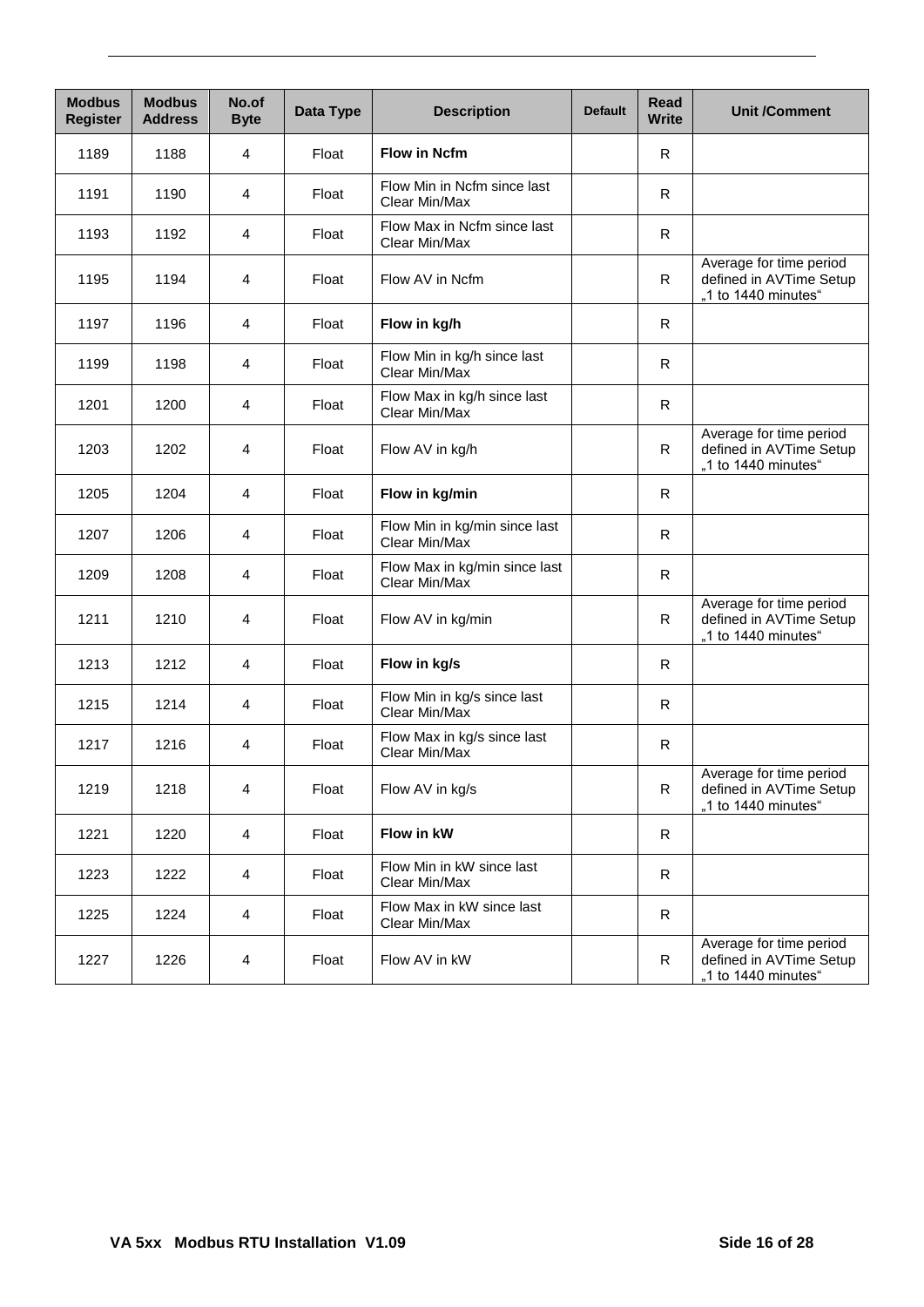| Modbus Register | Modbus Address | No.of Byte | Data Type | Description | Default | Read Write | Unit /Comment |
|---|---|---|---|---|---|---|---|
| 1189 | 1188 | 4 | Float | **Flow in Ncfm** | | R | |
| 1191 | 1190 | 4 | Float | Flow Min in Ncfm since last Clear Min/Max | | R | |
| 1193 | 1192 | 4 | Float | Flow Max in Ncfm since last Clear Min/Max | | R | |
| 1195 | 1194 | 4 | Float | Flow AV in Ncfm | | R | Average for time period defined in AVTime Setup „1 to 1440 minutes“ |
| 1197 | 1196 | 4 | Float | **Flow in kg/h** | | R | |
| 1199 | 1198 | 4 | Float | Flow Min in kg/h since last Clear Min/Max | | R | |
| 1201 | 1200 | 4 | Float | Flow Max in kg/h since last Clear Min/Max | | R | |
| 1203 | 1202 | 4 | Float | Flow AV in kg/h | | R | Average for time period defined in AVTime Setup „1 to 1440 minutes“ |
| 1205 | 1204 | 4 | Float | **Flow in kg/min** | | R | |
| 1207 | 1206 | 4 | Float | Flow Min in kg/min since last Clear Min/Max | | R | |
| 1209 | 1208 | 4 | Float | Flow Max in kg/min since last Clear Min/Max | | R | |
| 1211 | 1210 | 4 | Float | Flow AV in kg/min | | R | Average for time period defined in AVTime Setup „1 to 1440 minutes“ |
| 1213 | 1212 | 4 | Float | **Flow in kg/s** | | R | |
| 1215 | 1214 | 4 | Float | Flow Min in kg/s since last Clear Min/Max | | R | |
| 1217 | 1216 | 4 | Float | Flow Max in kg/s since last Clear Min/Max | | R | |
| 1219 | 1218 | 4 | Float | Flow AV in kg/s | | R | Average for time period defined in AVTime Setup „1 to 1440 minutes“ |
| 1221 | 1220 | 4 | Float | **Flow in kW** | | R | |
| 1223 | 1222 | 4 | Float | Flow Min in kW since last Clear Min/Max | | R | |
| 1225 | 1224 | 4 | Float | Flow Max in kW since last Clear Min/Max | | R | |
| 1227 | 1226 | 4 | Float | Flow AV in kW | | R | Average for time period defined in AVTime Setup „1 to 1440 minutes“ |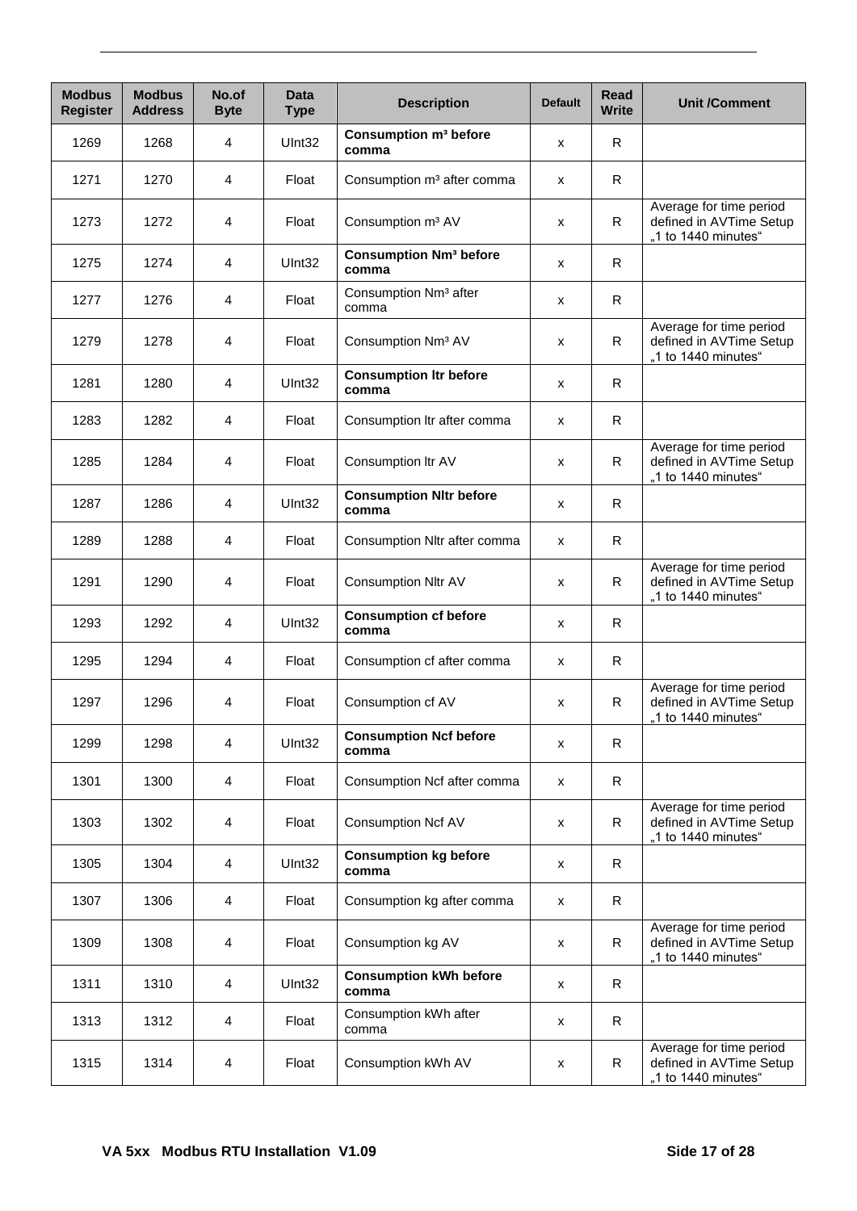| Modbus Register | Modbus Address | No.of Byte | Data Type | Description | Default | Read Write | Unit /Comment |
|---|---|---|---|---|---|---|---|
| 1269 | 1268 | 4 | UInt32 | **Consumption m³ before comma** | x | R | |
| 1271 | 1270 | 4 | Float | Consumption m³ after comma | x | R | |
| 1273 | 1272 | 4 | Float | Consumption m³ AV | x | R | Average for time period defined in AVTime Setup „1 to 1440 minutes“ |
| 1275 | 1274 | 4 | UInt32 | **Consumption Nm³ before comma** | x | R | |
| 1277 | 1276 | 4 | Float | Consumption Nm³ after comma | x | R | |
| 1279 | 1278 | 4 | Float | Consumption Nm³ AV | x | R | Average for time period defined in AVTime Setup „1 to 1440 minutes“ |
| 1281 | 1280 | 4 | UInt32 | **Consumption ltr before comma** | x | R | |
| 1283 | 1282 | 4 | Float | Consumption ltr after comma | x | R | |
| 1285 | 1284 | 4 | Float | Consumption ltr AV | x | R | Average for time period defined in AVTime Setup „1 to 1440 minutes“ |
| 1287 | 1286 | 4 | UInt32 | **Consumption Nltr before comma** | x | R | |
| 1289 | 1288 | 4 | Float | Consumption Nltr after comma | x | R | |
| 1291 | 1290 | 4 | Float | Consumption Nltr AV | x | R | Average for time period defined in AVTime Setup „1 to 1440 minutes“ |
| 1293 | 1292 | 4 | UInt32 | **Consumption cf before comma** | x | R | |
| 1295 | 1294 | 4 | Float | Consumption cf after comma | x | R | |
| 1297 | 1296 | 4 | Float | Consumption cf AV | x | R | Average for time period defined in AVTime Setup „1 to 1440 minutes“ |
| 1299 | 1298 | 4 | UInt32 | **Consumption Ncf before comma** | x | R | |
| 1301 | 1300 | 4 | Float | Consumption Ncf after comma | x | R | |
| 1303 | 1302 | 4 | Float | Consumption Ncf AV | x | R | Average for time period defined in AVTime Setup „1 to 1440 minutes“ |
| 1305 | 1304 | 4 | UInt32 | **Consumption kg before comma** | x | R | |
| 1307 | 1306 | 4 | Float | Consumption kg after comma | x | R | |
| 1309 | 1308 | 4 | Float | Consumption kg AV | x | R | Average for time period defined in AVTime Setup „1 to 1440 minutes“ |
| 1311 | 1310 | 4 | UInt32 | **Consumption kWh before comma** | x | R | |
| 1313 | 1312 | 4 | Float | Consumption kWh after comma | x | R | |
| 1315 | 1314 | 4 | Float | Consumption kWh AV | x | R | Average for time period defined in AVTime Setup „1 to 1440 minutes“ |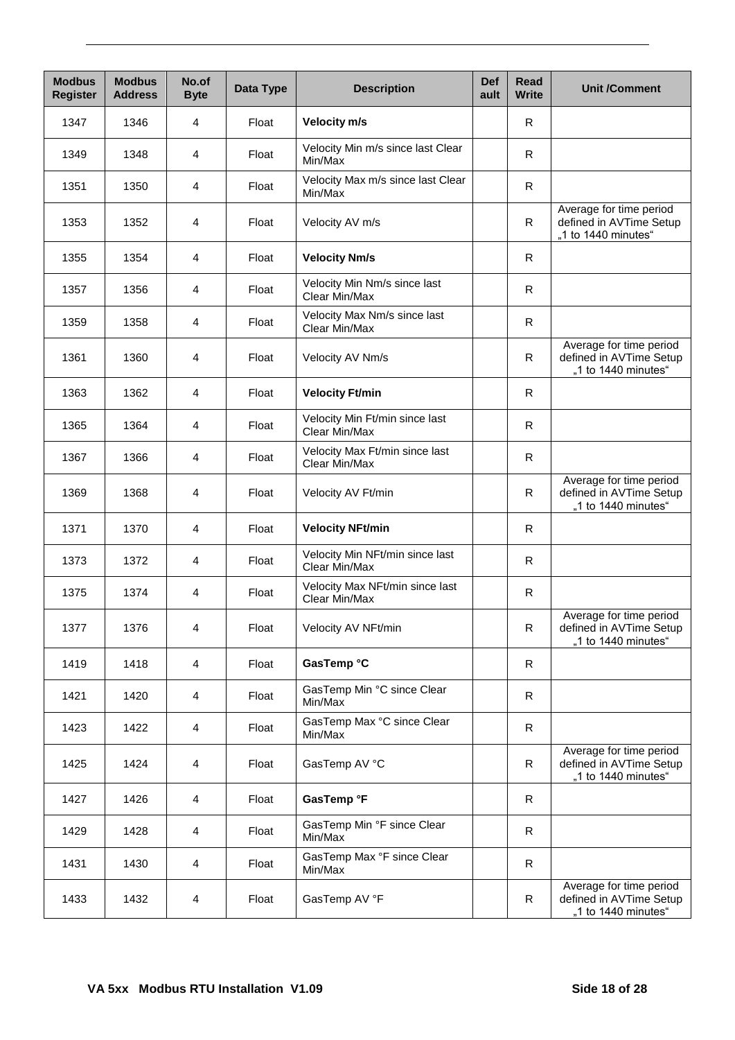| Modbus Register | Modbus Address | No.of Byte | Data Type | Description | Default | Read Write | Unit /Comment |
|---|---|---|---|---|---|---|---|
| 1347 | 1346 | 4 | Float | **Velocity m/s** | | R | |
| 1349 | 1348 | 4 | Float | Velocity Min m/s since last Clear Min/Max | | R | |
| 1351 | 1350 | 4 | Float | Velocity Max m/s since last Clear Min/Max | | R | |
| 1353 | 1352 | 4 | Float | Velocity AV m/s | | R | Average for time period defined in AVTime Setup „1 to 1440 minutes“ |
| 1355 | 1354 | 4 | Float | **Velocity Nm/s** | | R | |
| 1357 | 1356 | 4 | Float | Velocity Min Nm/s since last Clear Min/Max | | R | |
| 1359 | 1358 | 4 | Float | Velocity Max Nm/s since last Clear Min/Max | | R | |
| 1361 | 1360 | 4 | Float | Velocity AV Nm/s | | R | Average for time period defined in AVTime Setup „1 to 1440 minutes“ |
| 1363 | 1362 | 4 | Float | **Velocity Ft/min** | | R | |
| 1365 | 1364 | 4 | Float | Velocity Min Ft/min since last Clear Min/Max | | R | |
| 1367 | 1366 | 4 | Float | Velocity Max Ft/min since last Clear Min/Max | | R | |
| 1369 | 1368 | 4 | Float | Velocity AV Ft/min | | R | Average for time period defined in AVTime Setup „1 to 1440 minutes“ |
| 1371 | 1370 | 4 | Float | **Velocity NFt/min** | | R | |
| 1373 | 1372 | 4 | Float | Velocity Min NFt/min since last Clear Min/Max | | R | |
| 1375 | 1374 | 4 | Float | Velocity Max NFt/min since last Clear Min/Max | | R | |
| 1377 | 1376 | 4 | Float | Velocity AV NFt/min | | R | Average for time period defined in AVTime Setup „1 to 1440 minutes“ |
| 1419 | 1418 | 4 | Float | **GasTemp °C** | | R | |
| 1421 | 1420 | 4 | Float | GasTemp Min °C since Clear Min/Max | | R | |
| 1423 | 1422 | 4 | Float | GasTemp Max °C since Clear Min/Max | | R | |
| 1425 | 1424 | 4 | Float | GasTemp AV °C | | R | Average for time period defined in AVTime Setup „1 to 1440 minutes“ |
| 1427 | 1426 | 4 | Float | **GasTemp °F** | | R | |
| 1429 | 1428 | 4 | Float | GasTemp Min °F since Clear Min/Max | | R | |
| 1431 | 1430 | 4 | Float | GasTemp Max °F since Clear Min/Max | | R | |
| 1433 | 1432 | 4 | Float | GasTemp AV °F | | R | Average for time period defined in AVTime Setup „1 to 1440 minutes“ |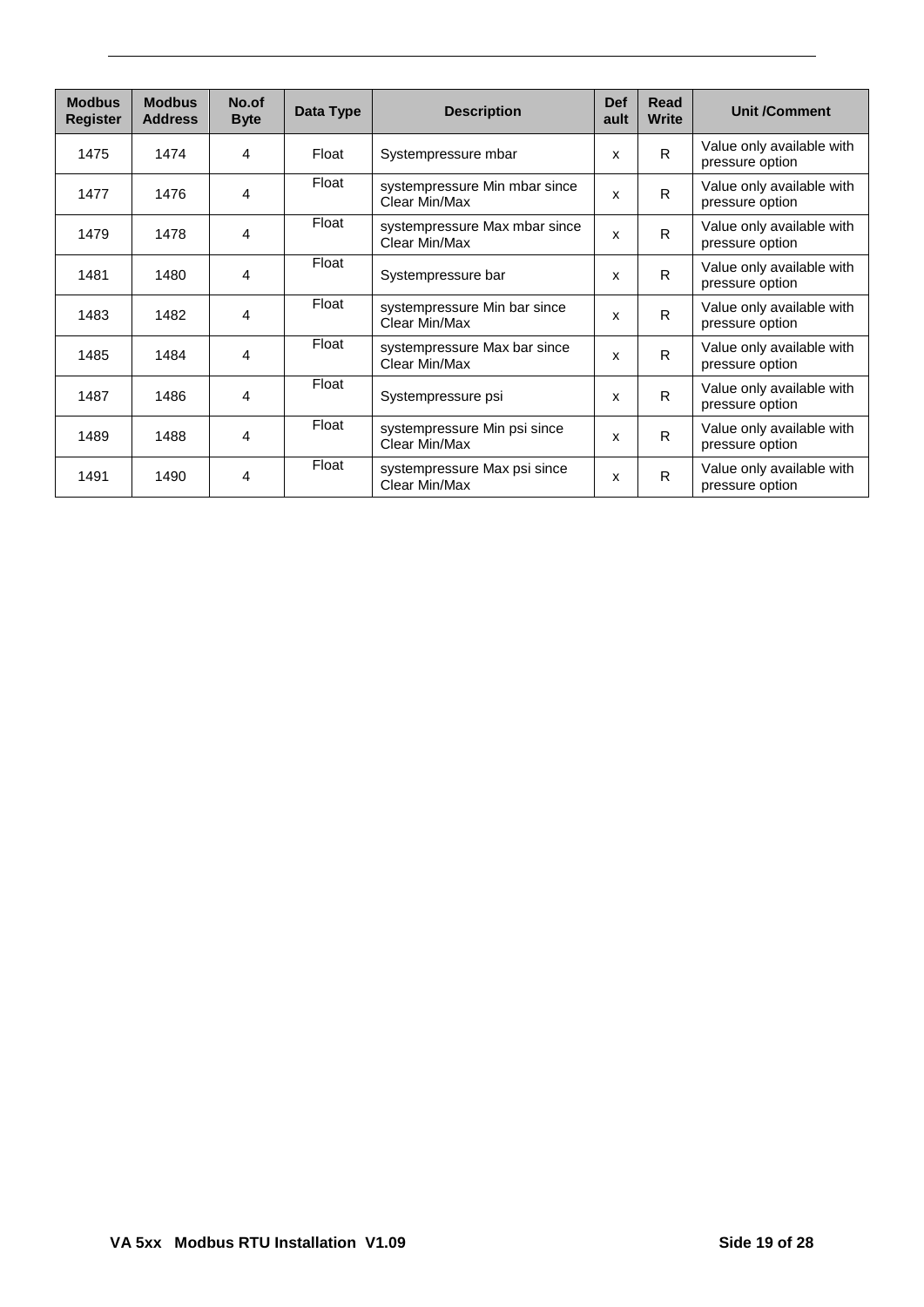| Modbus Register | Modbus Address | No.of Byte | Data Type | Description | Default | Read Write | Unit /Comment |
|---|---|---|---|---|---|---|---|
| 1475 | 1474 | 4 | Float | Systempressure mbar | x | R | Value only available with pressure option |
| 1477 | 1476 | 4 | Float | systempressure Min mbar since Clear Min/Max | x | R | Value only available with pressure option |
| 1479 | 1478 | 4 | Float | systempressure Max mbar since Clear Min/Max | x | R | Value only available with pressure option |
| 1481 | 1480 | 4 | Float | Systempressure bar | x | R | Value only available with pressure option |
| 1483 | 1482 | 4 | Float | systempressure Min bar since Clear Min/Max | x | R | Value only available with pressure option |
| 1485 | 1484 | 4 | Float | systempressure Max bar since Clear Min/Max | x | R | Value only available with pressure option |
| 1487 | 1486 | 4 | Float | Systempressure psi | x | R | Value only available with pressure option |
| 1489 | 1488 | 4 | Float | systempressure Min psi since Clear Min/Max | x | R | Value only available with pressure option |
| 1491 | 1490 | 4 | Float | systempressure Max psi since Clear Min/Max | x | R | Value only available with pressure option |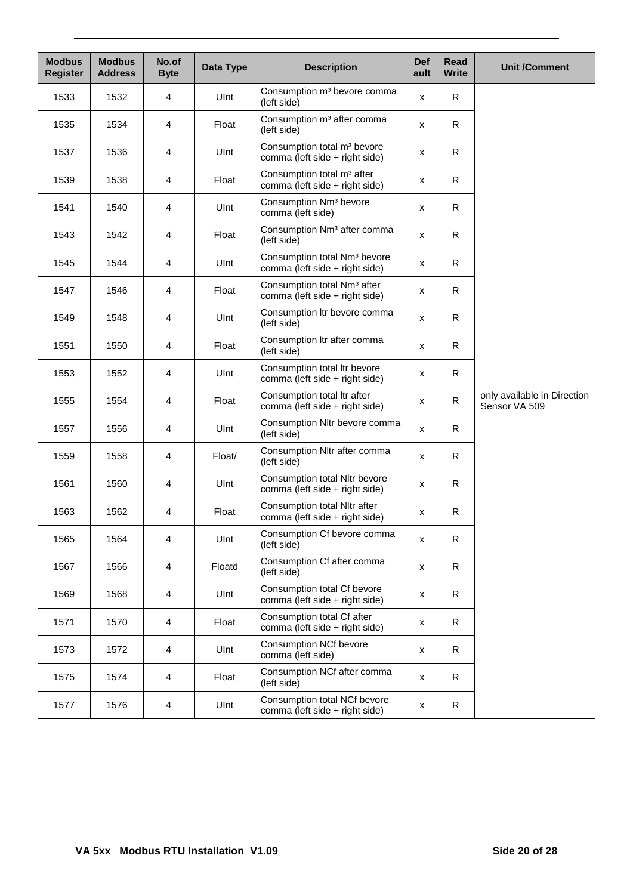| Modbus Register | Modbus Address | No.of Byte | Data Type | Description | Default | Read Write | Unit /Comment |
|---|---|---|---|---|---|---|---|
| 1533 | 1532 | 4 | UInt | Consumption m³ bevore comma (left side) | x | R | only available in Direction Sensor VA 509 |
| 1535 | 1534 | 4 | Float | Consumption m³ after comma (left side) | x | R | |
| 1537 | 1536 | 4 | UInt | Consumption total m³ bevore comma (left side + right side) | x | R | |
| 1539 | 1538 | 4 | Float | Consumption total m³ after comma (left side + right side) | x | R | |
| 1541 | 1540 | 4 | UInt | Consumption Nm³ bevore comma (left side) | x | R | |
| 1543 | 1542 | 4 | Float | Consumption Nm³ after comma (left side) | x | R | |
| 1545 | 1544 | 4 | UInt | Consumption total Nm³ bevore comma (left side + right side) | x | R | |
| 1547 | 1546 | 4 | Float | Consumption total Nm³ after comma (left side + right side) | x | R | |
| 1549 | 1548 | 4 | UInt | Consumption ltr bevore comma (left side) | x | R | |
| 1551 | 1550 | 4 | Float | Consumption ltr after comma (left side) | x | R | |
| 1553 | 1552 | 4 | UInt | Consumption total ltr bevore comma (left side + right side) | x | R | |
| 1555 | 1554 | 4 | Float | Consumption total ltr after comma (left side + right side) | x | R | |
| 1557 | 1556 | 4 | UInt | Consumption Nltr bevore comma (left side) | x | R | |
| 1559 | 1558 | 4 | Float/ | Consumption Nltr after comma (left side) | x | R | |
| 1561 | 1560 | 4 | UInt | Consumption total Nltr bevore comma (left side + right side) | x | R | |
| 1563 | 1562 | 4 | Float | Consumption total Nltr after comma (left side + right side) | x | R | |
| 1565 | 1564 | 4 | UInt | Consumption Cf bevore comma (left side) | x | R | |
| 1567 | 1566 | 4 | Floatd | Consumption Cf after comma (left side) | x | R | |
| 1569 | 1568 | 4 | UInt | Consumption total Cf bevore comma (left side + right side) | x | R | |
| 1571 | 1570 | 4 | Float | Consumption total Cf after comma (left side + right side) | x | R | |
| 1573 | 1572 | 4 | UInt | Consumption NCf bevore comma (left side) | x | R | |
| 1575 | 1574 | 4 | Float | Consumption NCf after comma (left side) | x | R | |
| 1577 | 1576 | 4 | UInt | Consumption total NCf bevore comma (left side + right side) | x | R | |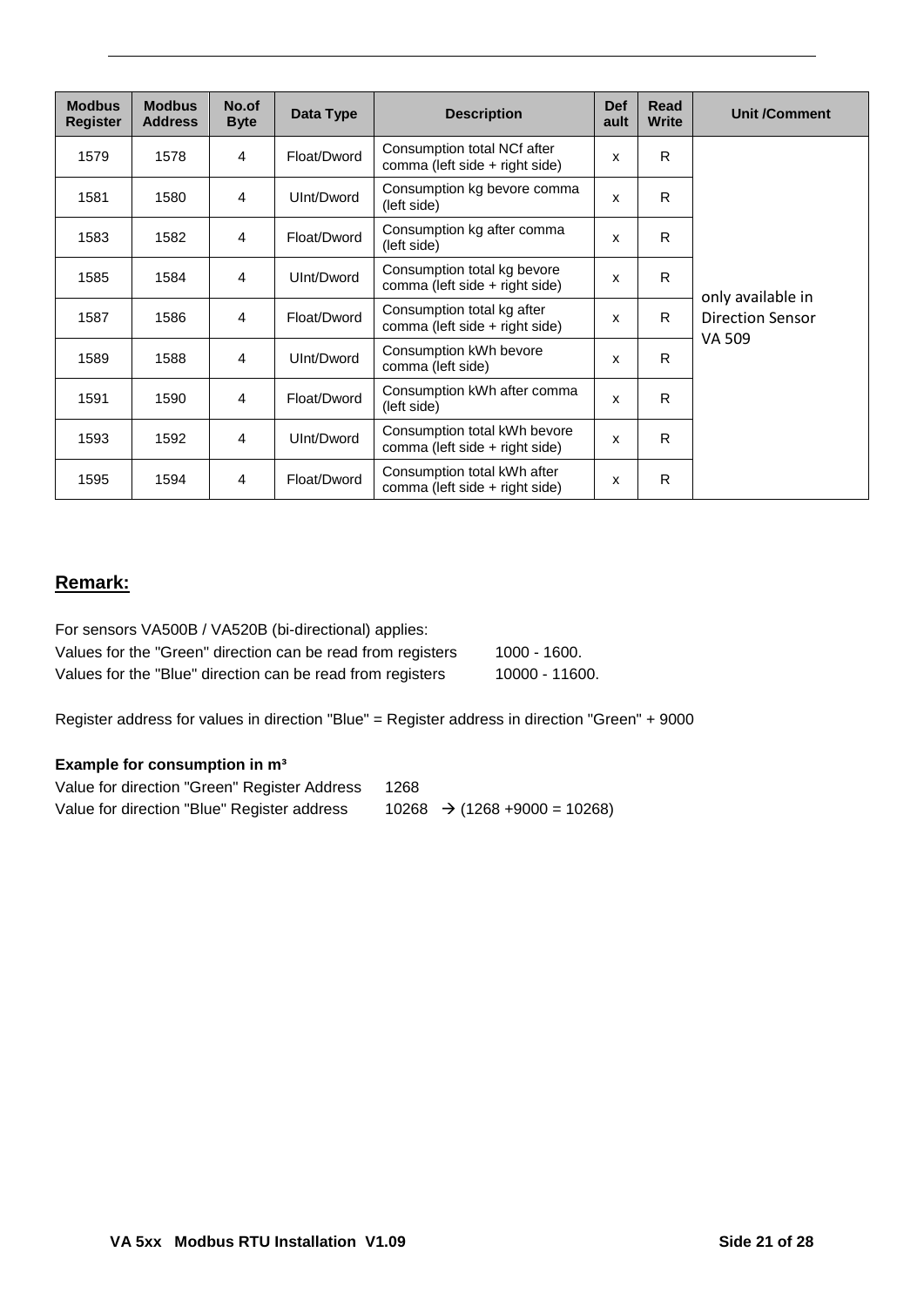| Modbus Register | Modbus Address | No.of Byte | Data Type | Description | Default | Read Write | Unit /Comment |
|---|---|---|---|---|---|---|---|
| 1579 | 1578 | 4 | Float/Dword | Consumption total NCf after comma (left side + right side) | x | R | only available in Direction Sensor VA 509 |
| 1581 | 1580 | 4 | UInt/Dword | Consumption kg bevore comma (left side) | x | R | |
| 1583 | 1582 | 4 | Float/Dword | Consumption kg after comma (left side) | x | R | |
| 1585 | 1584 | 4 | UInt/Dword | Consumption total kg bevore comma (left side + right side) | x | R | |
| 1587 | 1586 | 4 | Float/Dword | Consumption total kg after comma (left side + right side) | x | R | |
| 1589 | 1588 | 4 | UInt/Dword | Consumption kWh bevore comma (left side) | x | R | |
| 1591 | 1590 | 4 | Float/Dword | Consumption kWh after comma (left side) | x | R | |
| 1593 | 1592 | 4 | UInt/Dword | Consumption total kWh bevore comma (left side + right side) | x | R | |
| 1595 | 1594 | 4 | Float/Dword | Consumption total kWh after comma (left side + right side) | x | R | |

## Remark:

For sensors VA500B / VA520B (bi-directional) applies:
Values for the "Green" direction can be read from registers 1000 - 1600.
Values for the "Blue" direction can be read from registers 10000 - 11600.

Register address for values in direction "Blue" = Register address in direction "Green" + 9000

**Example for consumption in m³**

Value for direction "Green" Register Address 1268
Value for direction "Blue" Register address 10268 → (1268 +9000 = 10268)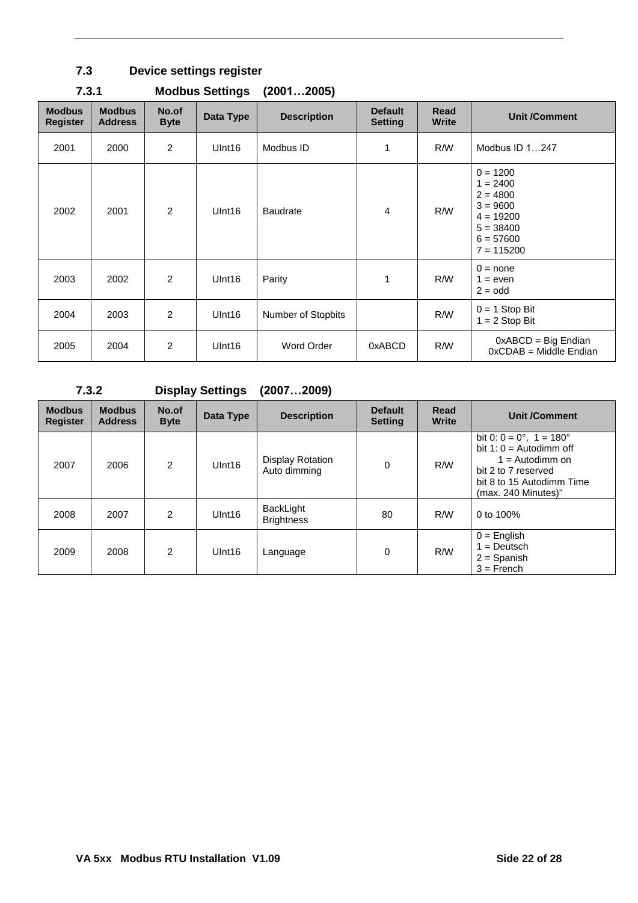## 7.3 Device settings register

### 7.3.1 Modbus Settings (2001…2005)

| Modbus Register | Modbus Address | No.of Byte | Data Type | Description | Default Setting | Read Write | Unit /Comment |
|---|---|---|---|---|---|---|---|
| 2001 | 2000 | 2 | UInt16 | Modbus ID | 1 | R/W | Modbus ID 1…247 |
| 2002 | 2001 | 2 | UInt16 | Baudrate | 4 | R/W | 0 = 1200<br>1 = 2400<br>2 = 4800<br>3 = 9600<br>4 = 19200<br>5 = 38400<br>6 = 57600<br>7 = 115200 |
| 2003 | 2002 | 2 | UInt16 | Parity | 1 | R/W | 0 = none<br>1 = even<br>2 = odd |
| 2004 | 2003 | 2 | UInt16 | Number of Stopbits | | R/W | 0 = 1 Stop Bit<br>1 = 2 Stop Bit |
| 2005 | 2004 | 2 | UInt16 | Word Order | 0xABCD | R/W | 0xABCD = Big Endian<br>0xCDAB = Middle Endian |

### 7.3.2 Display Settings (2007…2009)

| Modbus Register | Modbus Address | No.of Byte | Data Type | Description | Default Setting | Read Write | Unit /Comment |
|---|---|---|---|---|---|---|---|
| 2007 | 2006 | 2 | UInt16 | Display Rotation<br>Auto dimming | 0 | R/W | bit 0: 0 = 0°, 1 = 180°<br>bit 1: 0 = Autodimm off<br>1 = Autodimm on<br>bit 2 to 7 reserved<br>bit 8 to 15 Autodimm Time (max. 240 Minutes)" |
| 2008 | 2007 | 2 | UInt16 | BackLight Brightness | 80 | R/W | 0 to 100% |
| 2009 | 2008 | 2 | UInt16 | Language | 0 | R/W | 0 = English<br>1 = Deutsch<br>2 = Spanish<br>3 = French |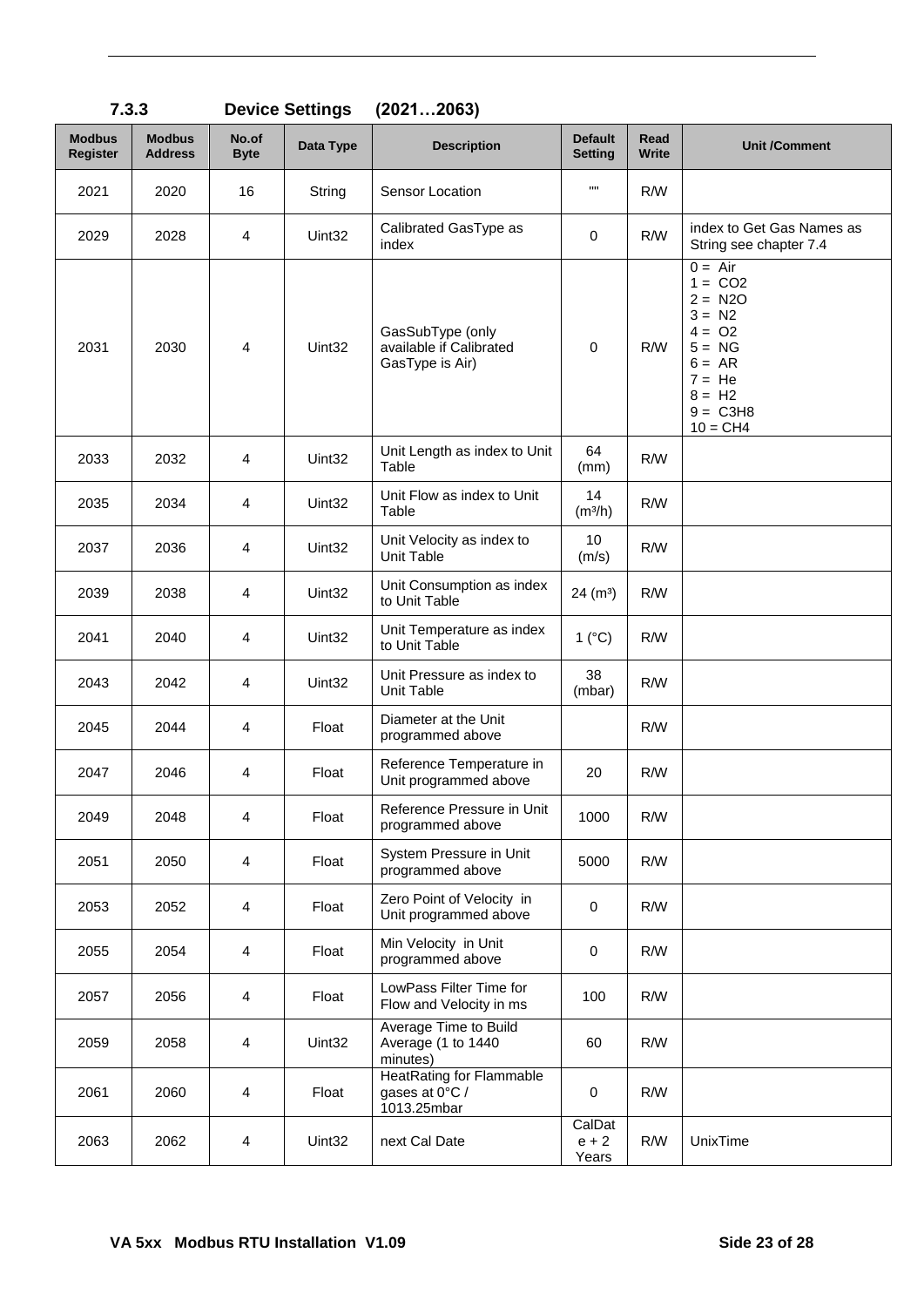### 7.3.3 Device Settings (2021…2063)

| Modbus Register | Modbus Address | No.of Byte | Data Type | Description | Default Setting | Read Write | Unit /Comment |
|---|---|---|---|---|---|---|---|
| 2021 | 2020 | 16 | String | Sensor Location | "" | R/W | |
| 2029 | 2028 | 4 | Uint32 | Calibrated GasType as index | 0 | R/W | index to Get Gas Names as String see chapter 7.4 |
| 2031 | 2030 | 4 | Uint32 | GasSubType (only available if Calibrated GasType is Air) | 0 | R/W | 0 = Air<br>1 = CO2<br>2 = N2O<br>3 = N2<br>4 = O2<br>5 = NG<br>6 = AR<br>7 = He<br>8 = H2<br>9 = C3H8<br>10 = CH4 |
| 2033 | 2032 | 4 | Uint32 | Unit Length as index to Unit Table | 64 (mm) | R/W | |
| 2035 | 2034 | 4 | Uint32 | Unit Flow as index to Unit Table | 14 ($m^3/h$) | R/W | |
| 2037 | 2036 | 4 | Uint32 | Unit Velocity as index to Unit Table | 10 (m/s) | R/W | |
| 2039 | 2038 | 4 | Uint32 | Unit Consumption as index to Unit Table | 24 ($m^3$) | R/W | |
| 2041 | 2040 | 4 | Uint32 | Unit Temperature as index to Unit Table | 1 (°C) | R/W | |
| 2043 | 2042 | 4 | Uint32 | Unit Pressure as index to Unit Table | 38 (mbar) | R/W | |
| 2045 | 2044 | 4 | Float | Diameter at the Unit programmed above | | R/W | |
| 2047 | 2046 | 4 | Float | Reference Temperature in Unit programmed above | 20 | R/W | |
| 2049 | 2048 | 4 | Float | Reference Pressure in Unit programmed above | 1000 | R/W | |
| 2051 | 2050 | 4 | Float | System Pressure in Unit programmed above | 5000 | R/W | |
| 2053 | 2052 | 4 | Float | Zero Point of Velocity in Unit programmed above | 0 | R/W | |
| 2055 | 2054 | 4 | Float | Min Velocity in Unit programmed above | 0 | R/W | |
| 2057 | 2056 | 4 | Float | LowPass Filter Time for Flow and Velocity in ms | 100 | R/W | |
| 2059 | 2058 | 4 | Uint32 | Average Time to Build Average (1 to 1440 minutes) | 60 | R/W | |
| 2061 | 2060 | 4 | Float | HeatRating for Flammable gases at 0°C / 1013.25mbar | 0 | R/W | |
| 2063 | 2062 | 4 | Uint32 | next Cal Date | CalDate + 2 Years | R/W | UnixTime |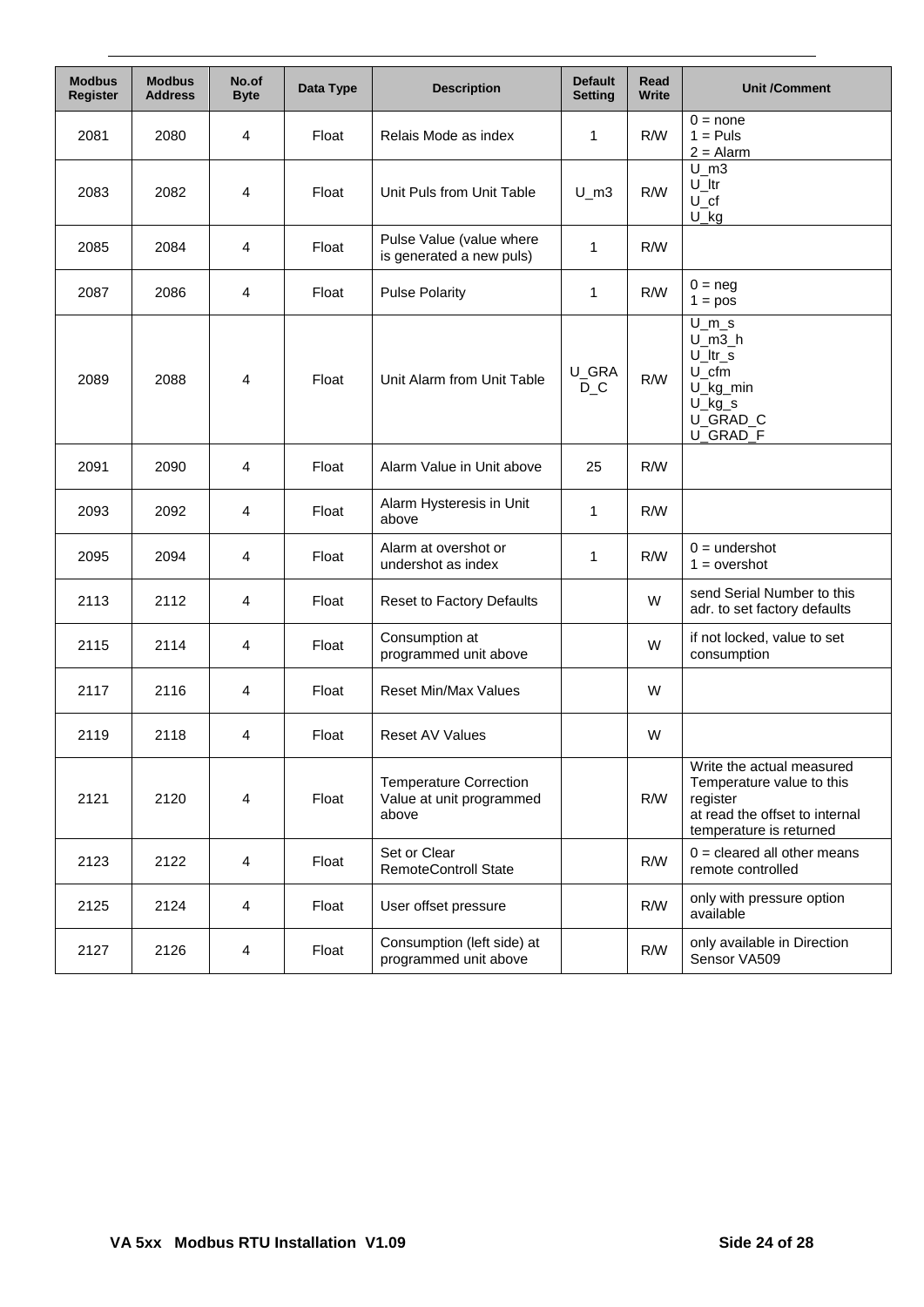| Modbus Register | Modbus Address | No.of Byte | Data Type | Description | Default Setting | Read Write | Unit /Comment |
|---|---|---|---|---|---|---|---|
| 2081 | 2080 | 4 | Float | Relais Mode as index | 1 | R/W | 0 = none<br>1 = Puls<br>2 = Alarm |
| 2083 | 2082 | 4 | Float | Unit Puls from Unit Table | U_m3 | R/W | U_m3<br>U_ltr<br>U_cf<br>U_kg |
| 2085 | 2084 | 4 | Float | Pulse Value (value where is generated a new puls) | 1 | R/W | |
| 2087 | 2086 | 4 | Float | Pulse Polarity | 1 | R/W | 0 = neg<br>1 = pos |
| 2089 | 2088 | 4 | Float | Unit Alarm from Unit Table | U_GRAD_C | R/W | U_m_s<br>U_m3_h<br>U_ltr_s<br>U_cfm<br>U_kg_min<br>U_kg_s<br>U_GRAD_C<br>U_GRAD_F |
| 2091 | 2090 | 4 | Float | Alarm Value in Unit above | 25 | R/W | |
| 2093 | 2092 | 4 | Float | Alarm Hysteresis in Unit above | 1 | R/W | |
| 2095 | 2094 | 4 | Float | Alarm at overshot or undershot as index | 1 | R/W | 0 = undershot<br>1 = overshot |
| 2113 | 2112 | 4 | Float | Reset to Factory Defaults | | W | send Serial Number to this adr. to set factory defaults |
| 2115 | 2114 | 4 | Float | Consumption at programmed unit above | | W | if not locked, value to set consumption |
| 2117 | 2116 | 4 | Float | Reset Min/Max Values | | W | |
| 2119 | 2118 | 4 | Float | Reset AV Values | | W | |
| 2121 | 2120 | 4 | Float | Temperature Correction Value at unit programmed above | | R/W | Write the actual measured Temperature value to this register<br>at read the offset to internal temperature is returned |
| 2123 | 2122 | 4 | Float | Set or Clear RemoteControll State | | R/W | 0 = cleared all other means remote controlled |
| 2125 | 2124 | 4 | Float | User offset pressure | | R/W | only with pressure option available |
| 2127 | 2126 | 4 | Float | Consumption (left side) at programmed unit above | | R/W | only available in Direction Sensor VA509 |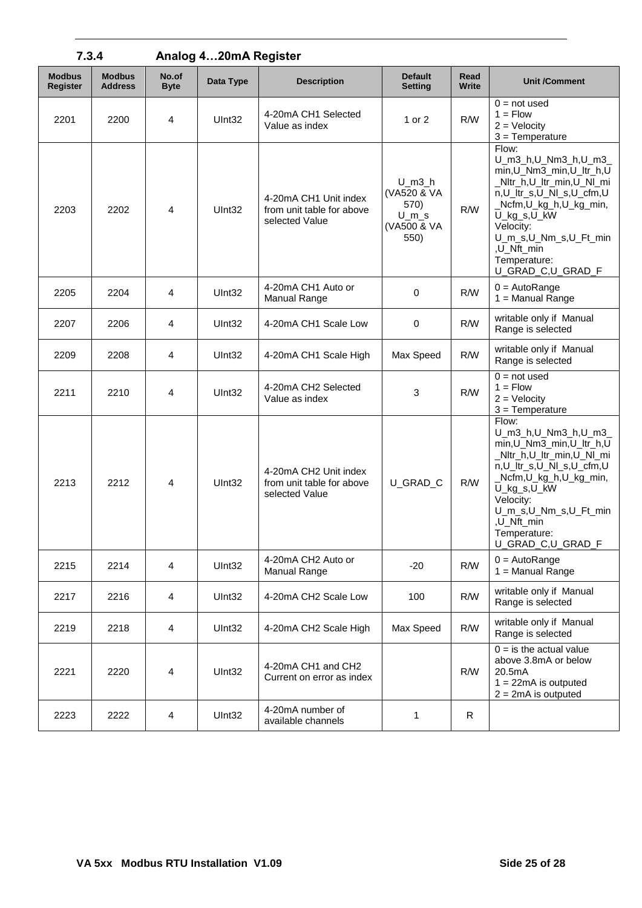### 7.3.4 Analog 4…20mA Register

| Modbus Register | Modbus Address | No.of Byte | Data Type | Description | Default Setting | Read Write | Unit /Comment |
|---|---|---|---|---|---|---|---|
| 2201 | 2200 | 4 | UInt32 | 4-20mA CH1 Selected Value as index | 1 or 2 | R/W | 0 = not used<br>1 = Flow<br>2 = Velocity<br>3 = Temperature |
| 2203 | 2202 | 4 | UInt32 | 4-20mA CH1 Unit index from unit table for above selected Value | U_m3_h (VA520 & VA 570)<br>U_m_s (VA500 & VA 550) | R/W | Flow:<br>U_m3_h,U_Nm3_h,U_m3_min,U_Nm3_min,U_ltr_h,U_Nltr_h,U_ltr_min,U_Nl_min,U_ltr_s,U_Nl_s,U_cfm,U_Ncfm,U_kg_h,U_kg_min,U_kg_s,U_kW<br>Velocity:<br>U_m_s,U_Nm_s,U_Ft_min,U_Nft_min<br>Temperature:<br>U_GRAD_C,U_GRAD_F |
| 2205 | 2204 | 4 | UInt32 | 4-20mA CH1 Auto or Manual Range | 0 | R/W | 0 = AutoRange<br>1 = Manual Range |
| 2207 | 2206 | 4 | UInt32 | 4-20mA CH1 Scale Low | 0 | R/W | writable only if Manual Range is selected |
| 2209 | 2208 | 4 | UInt32 | 4-20mA CH1 Scale High | Max Speed | R/W | writable only if Manual Range is selected |
| 2211 | 2210 | 4 | UInt32 | 4-20mA CH2 Selected Value as index | 3 | R/W | 0 = not used<br>1 = Flow<br>2 = Velocity<br>3 = Temperature |
| 2213 | 2212 | 4 | UInt32 | 4-20mA CH2 Unit index from unit table for above selected Value | U_GRAD_C | R/W | Flow:<br>U_m3_h,U_Nm3_h,U_m3_min,U_Nm3_min,U_ltr_h,U_Nltr_h,U_ltr_min,U_Nl_min,U_ltr_s,U_Nl_s,U_cfm,U_Ncfm,U_kg_h,U_kg_min,U_kg_s,U_kW<br>Velocity:<br>U_m_s,U_Nm_s,U_Ft_min,U_Nft_min<br>Temperature:<br>U_GRAD_C,U_GRAD_F |
| 2215 | 2214 | 4 | UInt32 | 4-20mA CH2 Auto or Manual Range | -20 | R/W | 0 = AutoRange<br>1 = Manual Range |
| 2217 | 2216 | 4 | UInt32 | 4-20mA CH2 Scale Low | 100 | R/W | writable only if Manual Range is selected |
| 2219 | 2218 | 4 | UInt32 | 4-20mA CH2 Scale High | Max Speed | R/W | writable only if Manual Range is selected |
| 2221 | 2220 | 4 | UInt32 | 4-20mA CH1 and CH2 Current on error as index | | R/W | 0 = is the actual value above 3.8mA or below 20.5mA<br>1 = 22mA is outputed<br>2 = 2mA is outputed |
| 2223 | 2222 | 4 | UInt32 | 4-20mA number of available channels | 1 | R | |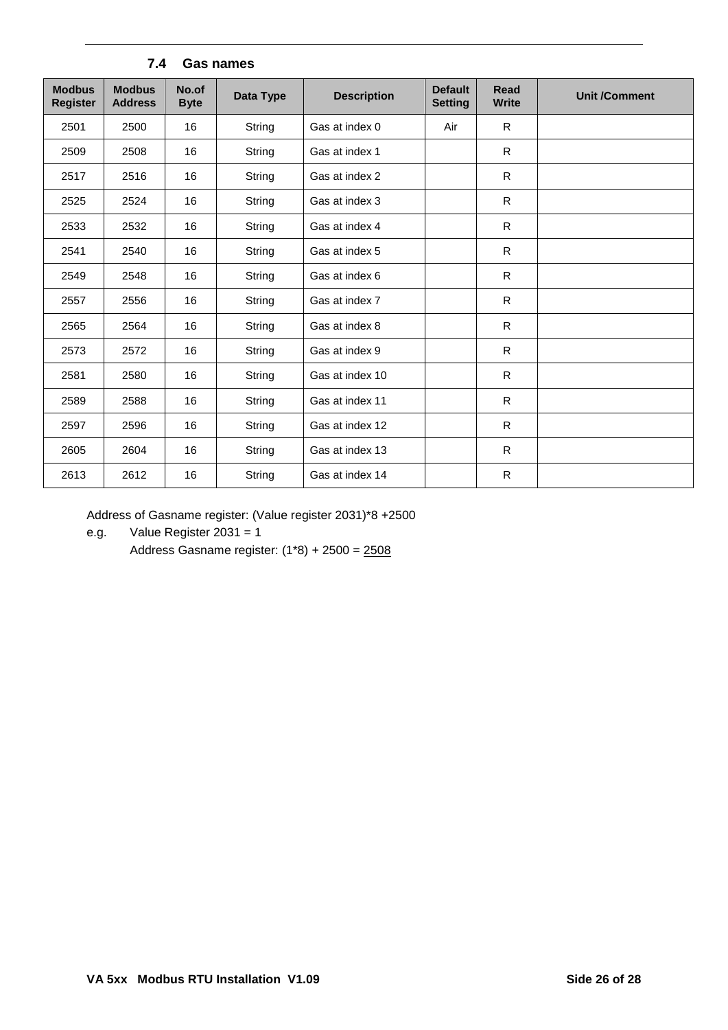### 7.4 Gas names

| Modbus Register | Modbus Address | No.of Byte | Data Type | Description | Default Setting | Read Write | Unit /Comment |
|---|---|---|---|---|---|---|---|
| 2501 | 2500 | 16 | String | Gas at index 0 | Air | R | |
| 2509 | 2508 | 16 | String | Gas at index 1 | | R | |
| 2517 | 2516 | 16 | String | Gas at index 2 | | R | |
| 2525 | 2524 | 16 | String | Gas at index 3 | | R | |
| 2533 | 2532 | 16 | String | Gas at index 4 | | R | |
| 2541 | 2540 | 16 | String | Gas at index 5 | | R | |
| 2549 | 2548 | 16 | String | Gas at index 6 | | R | |
| 2557 | 2556 | 16 | String | Gas at index 7 | | R | |
| 2565 | 2564 | 16 | String | Gas at index 8 | | R | |
| 2573 | 2572 | 16 | String | Gas at index 9 | | R | |
| 2581 | 2580 | 16 | String | Gas at index 10 | | R | |
| 2589 | 2588 | 16 | String | Gas at index 11 | | R | |
| 2597 | 2596 | 16 | String | Gas at index 12 | | R | |
| 2605 | 2604 | 16 | String | Gas at index 13 | | R | |
| 2613 | 2612 | 16 | String | Gas at index 14 | | R | |

Address of Gasname register: (Value register 2031)*8 +2500

e.g. Value Register 2031 = 1

Address Gasname register: (1*8) + 2500 = 2508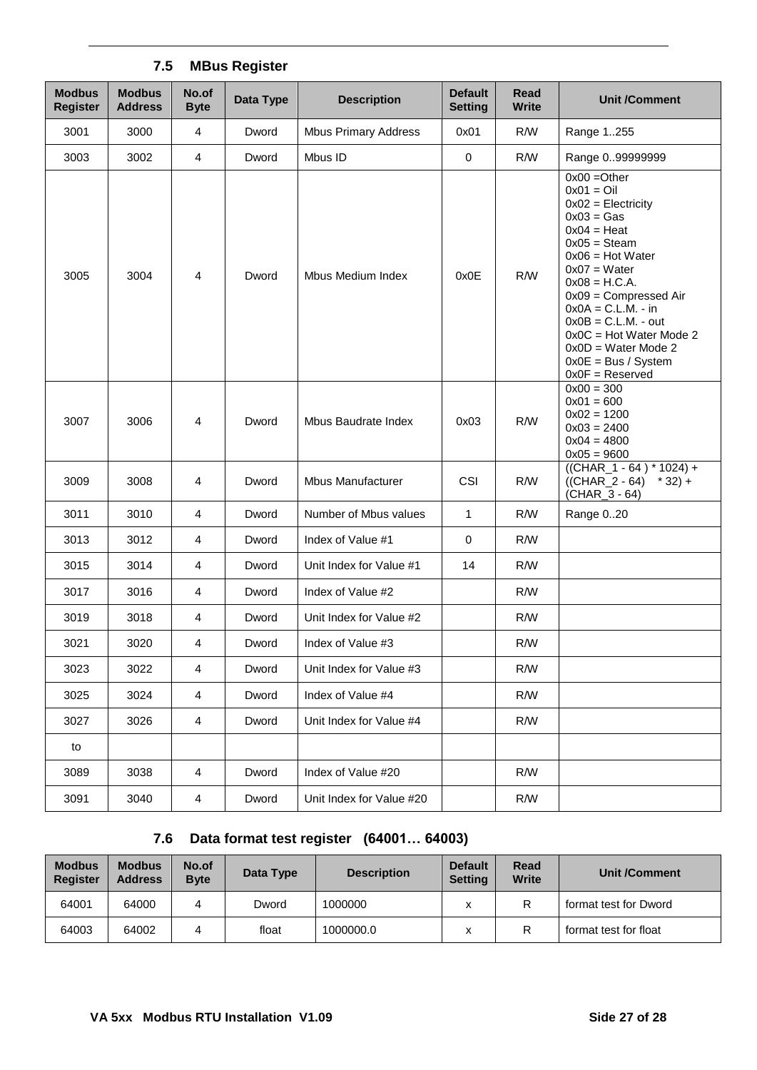### 7.5 MBus Register

| Modbus Register | Modbus Address | No.of Byte | Data Type | Description | Default Setting | Read Write | Unit /Comment |
|---|---|---|---|---|---|---|---|
| 3001 | 3000 | 4 | Dword | Mbus Primary Address | 0x01 | R/W | Range 1..255 |
| 3003 | 3002 | 4 | Dword | Mbus ID | 0 | R/W | Range 0..99999999 |
| 3005 | 3004 | 4 | Dword | Mbus Medium Index | 0x0E | R/W | 0x00 =Other<br>0x01 = Oil<br>0x02 = Electricity<br>0x03 = Gas<br>0x04 = Heat<br>0x05 = Steam<br>0x06 = Hot Water<br>0x07 = Water<br>0x08 = H.C.A.<br>0x09 = Compressed Air<br>0x0A = C.L.M. - in<br>0x0B = C.L.M. - out<br>0x0C = Hot Water Mode 2<br>0x0D = Water Mode 2<br>0x0E = Bus / System<br>0x0F = Reserved |
| 3007 | 3006 | 4 | Dword | Mbus Baudrate Index | 0x03 | R/W | 0x00 = 300<br>0x01 = 600<br>0x02 = 1200<br>0x03 = 2400<br>0x04 = 4800<br>0x05 = 9600 |
| 3009 | 3008 | 4 | Dword | Mbus Manufacturer | CSI | R/W | ((CHAR_1 - 64 ) * 1024) + ((CHAR_2 - 64) * 32) + (CHAR_3 - 64) |
| 3011 | 3010 | 4 | Dword | Number of Mbus values | 1 | R/W | Range 0..20 |
| 3013 | 3012 | 4 | Dword | Index of Value #1 | 0 | R/W | |
| 3015 | 3014 | 4 | Dword | Unit Index for Value #1 | 14 | R/W | |
| 3017 | 3016 | 4 | Dword | Index of Value #2 | | R/W | |
| 3019 | 3018 | 4 | Dword | Unit Index for Value #2 | | R/W | |
| 3021 | 3020 | 4 | Dword | Index of Value #3 | | R/W | |
| 3023 | 3022 | 4 | Dword | Unit Index for Value #3 | | R/W | |
| 3025 | 3024 | 4 | Dword | Index of Value #4 | | R/W | |
| 3027 | 3026 | 4 | Dword | Unit Index for Value #4 | | R/W | |
| to | | | | | | | |
| 3089 | 3038 | 4 | Dword | Index of Value #20 | | R/W | |
| 3091 | 3040 | 4 | Dword | Unit Index for Value #20 | | R/W | |

### 7.6 Data format test register (64001… 64003)

| Modbus Register | Modbus Address | No.of Byte | Data Type | Description | Default Setting | Read Write | Unit /Comment |
|---|---|---|---|---|---|---|---|
| 64001 | 64000 | 4 | Dword | 1000000 | x | R | format test for Dword |
| 64003 | 64002 | 4 | float | 1000000.0 | x | R | format test for float |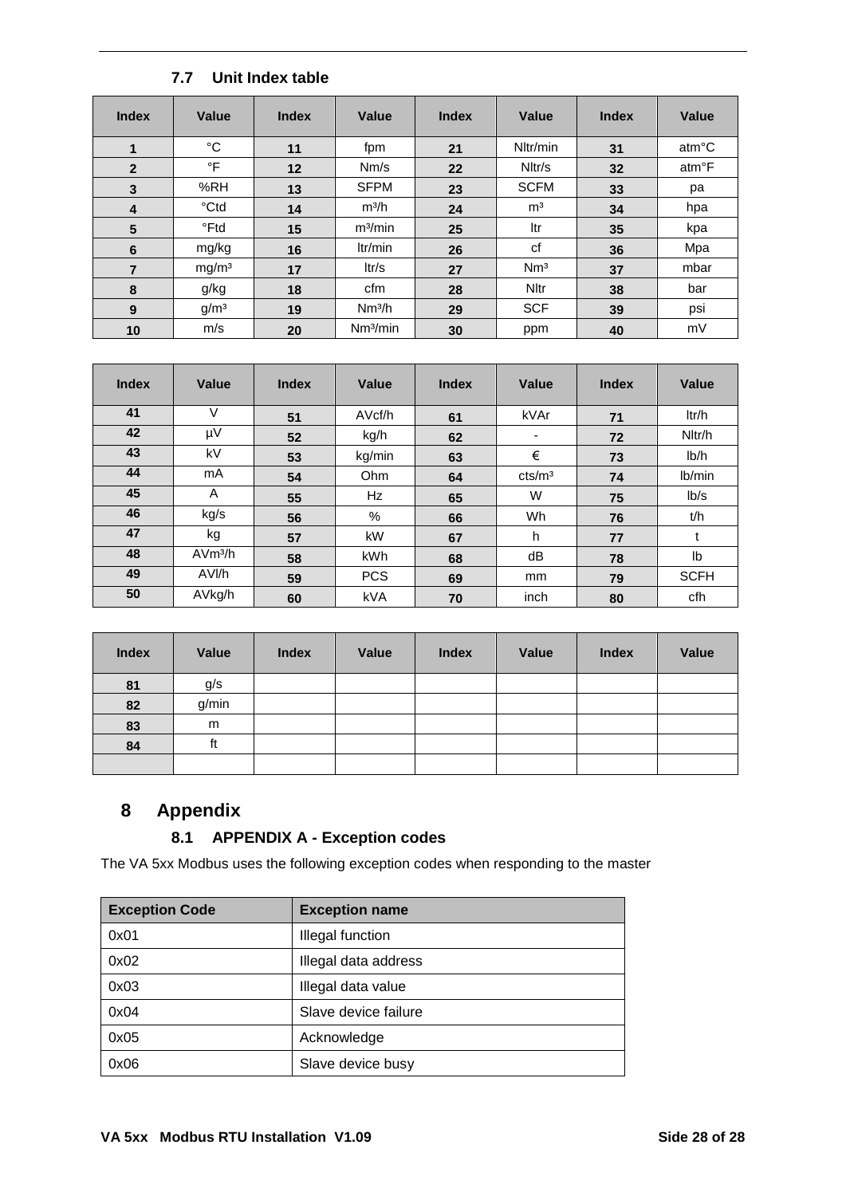### 7.7 Unit Index table

| Index | Value | Index | Value | Index | Value | Index | Value |
|---|---|---|---|---|---|---|---|
| 1 | °C | 11 | fpm | 21 | Nltr/min | 31 | atm°C |
| 2 | °F | 12 | Nm/s | 22 | Nltr/s | 32 | atm°F |
| 3 | %RH | 13 | SFPM | 23 | SCFM | 33 | pa |
| 4 | °Ctd | 14 | m³/h | 24 | m³ | 34 | hpa |
| 5 | °Ftd | 15 | m³/min | 25 | ltr | 35 | kpa |
| 6 | mg/kg | 16 | ltr/min | 26 | cf | 36 | Mpa |
| 7 | mg/m³ | 17 | ltr/s | 27 | Nm³ | 37 | mbar |
| 8 | g/kg | 18 | cfm | 28 | Nltr | 38 | bar |
| 9 | g/m³ | 19 | Nm³/h | 29 | SCF | 39 | psi |
| 10 | m/s | 20 | Nm³/min | 30 | ppm | 40 | mV |

| Index | Value | Index | Value | Index | Value | Index | Value |
|---|---|---|---|---|---|---|---|
| 41 | V | 51 | AVcf/h | 61 | kVAr | 71 | ltr/h |
| 42 | µV | 52 | kg/h | 62 | - | 72 | Nltr/h |
| 43 | kV | 53 | kg/min | 63 | € | 73 | lb/h |
| 44 | mA | 54 | Ohm | 64 | cts/m³ | 74 | lb/min |
| 45 | A | 55 | Hz | 65 | W | 75 | lb/s |
| 46 | kg/s | 56 | % | 66 | Wh | 76 | t/h |
| 47 | kg | 57 | kW | 67 | h | 77 | t |
| 48 | AVm³/h | 58 | kWh | 68 | dB | 78 | lb |
| 49 | AVl/h | 59 | PCS | 69 | mm | 79 | SCFH |
| 50 | AVkg/h | 60 | kVA | 70 | inch | 80 | cfh |

| Index | Value | Index | Value | Index | Value | Index | Value |
|---|---|---|---|---|---|---|---|
| 81 | g/s | | | | | | |
| 82 | g/min | | | | | | |
| 83 | m | | | | | | |
| 84 | ft | | | | | | |
| | | | | | | | |

# 8 Appendix

### 8.1 APPENDIX A - Exception codes

The VA 5xx Modbus uses the following exception codes when responding to the master

| Exception Code | Exception name |
|---|---|
| 0x01 | Illegal function |
| 0x02 | Illegal data address |
| 0x03 | Illegal data value |
| 0x04 | Slave device failure |
| 0x05 | Acknowledge |
| 0x06 | Slave device busy |